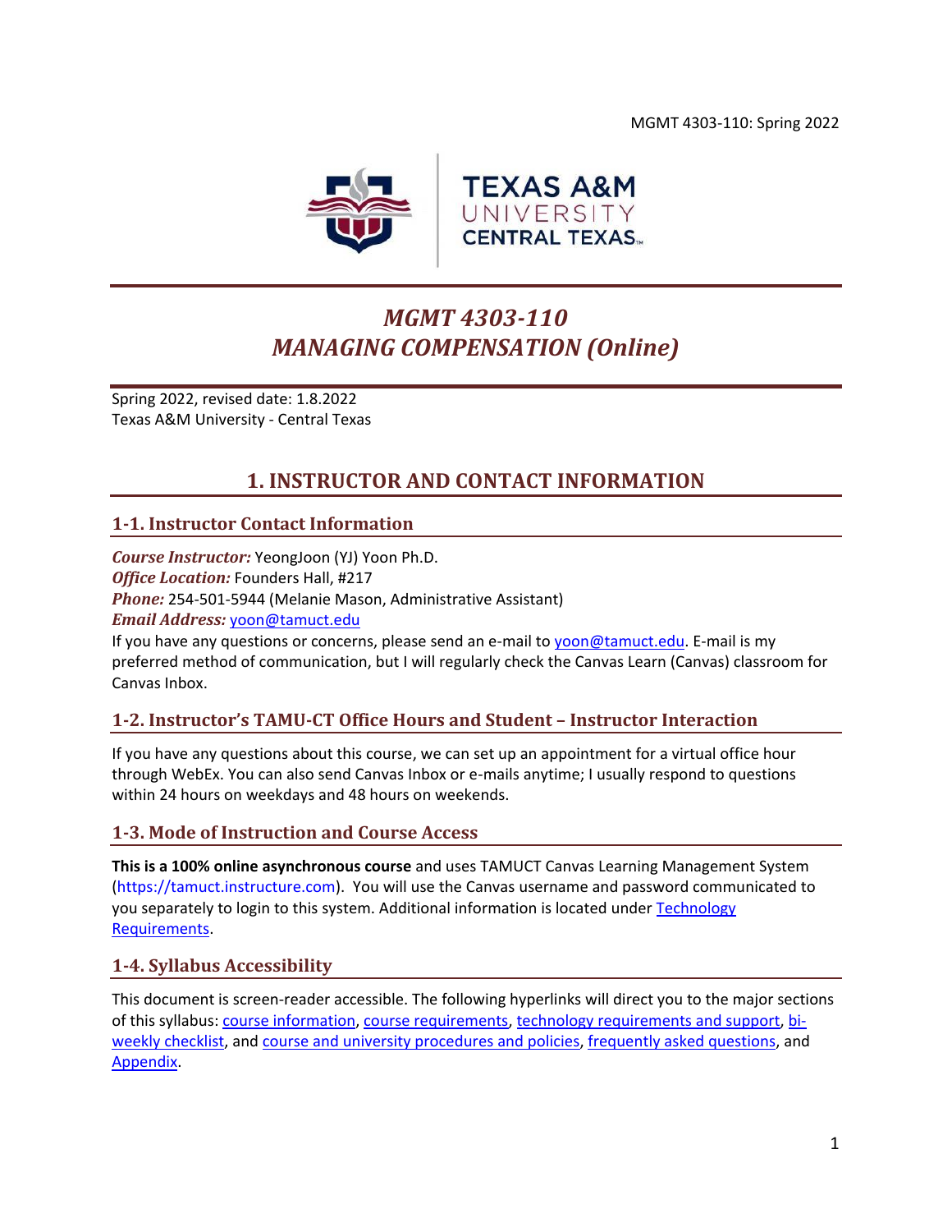MGMT 4303-110: Spring 2022

# *MGMT 4303-110*
# *MANAGING COMPENSATION (Online)*

Spring 2022, revised date: 1.8.2022
Texas A&M University - Central Texas

## 1. INSTRUCTOR AND CONTACT INFORMATION

### 1-1. Instructor Contact Information

***Course Instructor:*** YeongJoon (YJ) Yoon Ph.D.
***Office Location:*** Founders Hall, #217
***Phone:*** 254-501-5944 (Melanie Mason, Administrative Assistant)
***Email Address:*** yoon@tamuct.edu
If you have any questions or concerns, please send an e-mail to yoon@tamuct.edu. E-mail is my preferred method of communication, but I will regularly check the Canvas Learn (Canvas) classroom for Canvas Inbox.

### 1-2. Instructor's TAMU-CT Office Hours and Student – Instructor Interaction

If you have any questions about this course, we can set up an appointment for a virtual office hour through WebEx. You can also send Canvas Inbox or e-mails anytime; I usually respond to questions within 24 hours on weekdays and 48 hours on weekends.

### 1-3. Mode of Instruction and Course Access

**This is a 100% online asynchronous course** and uses TAMUCT Canvas Learning Management System (https://tamuct.instructure.com). You will use the Canvas username and password communicated to you separately to login to this system. Additional information is located under Technology Requirements.

### 1-4. Syllabus Accessibility

This document is screen-reader accessible. The following hyperlinks will direct you to the major sections of this syllabus: course information, course requirements, technology requirements and support, bi-weekly checklist, and course and university procedures and policies, frequently asked questions, and Appendix.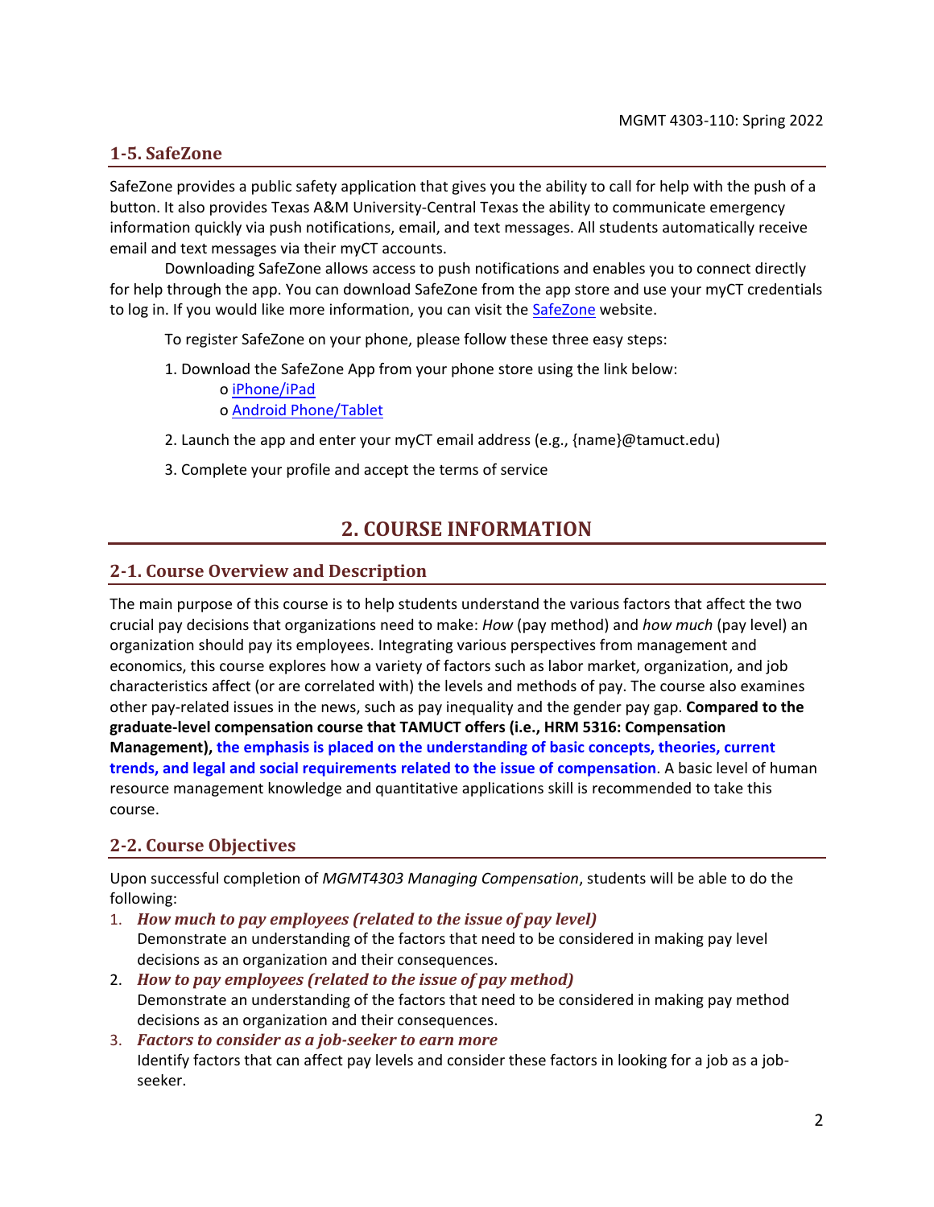## 1-5. SafeZone

SafeZone provides a public safety application that gives you the ability to call for help with the push of a button. It also provides Texas A&M University-Central Texas the ability to communicate emergency information quickly via push notifications, email, and text messages. All students automatically receive email and text messages via their myCT accounts.

Downloading SafeZone allows access to push notifications and enables you to connect directly for help through the app. You can download SafeZone from the app store and use your myCT credentials to log in. If you would like more information, you can visit the SafeZone website.

To register SafeZone on your phone, please follow these three easy steps:

1. Download the SafeZone App from your phone store using the link below:
   - iPhone/iPad
   - Android Phone/Tablet
2. Launch the app and enter your myCT email address (e.g., {name}@tamuct.edu)
3. Complete your profile and accept the terms of service

# 2. COURSE INFORMATION

## 2-1. Course Overview and Description

The main purpose of this course is to help students understand the various factors that affect the two crucial pay decisions that organizations need to make: *How* (pay method) and *how much* (pay level) an organization should pay its employees. Integrating various perspectives from management and economics, this course explores how a variety of factors such as labor market, organization, and job characteristics affect (or are correlated with) the levels and methods of pay. The course also examines other pay-related issues in the news, such as pay inequality and the gender pay gap. **Compared to the graduate-level compensation course that TAMUCT offers (i.e., HRM 5316: Compensation Management), the emphasis is placed on the understanding of basic concepts, theories, current trends, and legal and social requirements related to the issue of compensation**. A basic level of human resource management knowledge and quantitative applications skill is recommended to take this course.

## 2-2. Course Objectives

Upon successful completion of *MGMT4303 Managing Compensation*, students will be able to do the following:

1. ***How much to pay employees (related to the issue of pay level)***
   Demonstrate an understanding of the factors that need to be considered in making pay level decisions as an organization and their consequences.
2. ***How to pay employees (related to the issue of pay method)***
   Demonstrate an understanding of the factors that need to be considered in making pay method decisions as an organization and their consequences.
3. ***Factors to consider as a job-seeker to earn more***
   Identify factors that can affect pay levels and consider these factors in looking for a job as a job-seeker.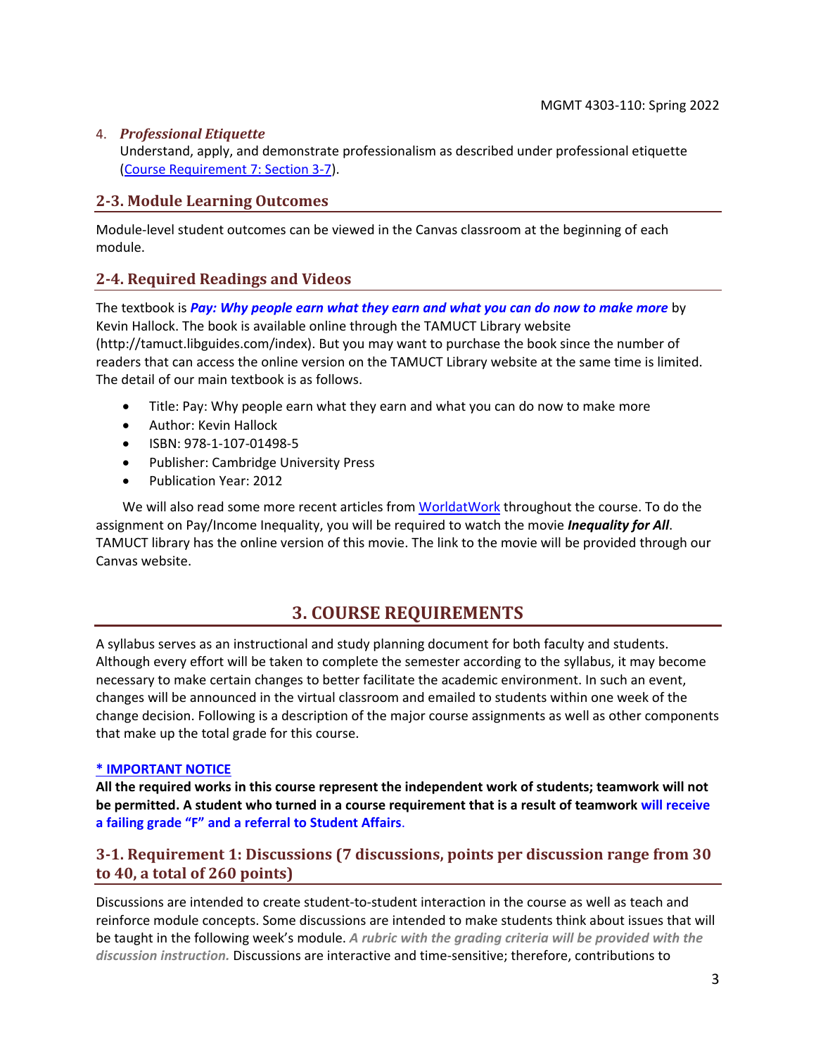4. ***Professional Etiquette***
   Understand, apply, and demonstrate professionalism as described under professional etiquette ([Course Requirement 7: Section 3-7](#)).

## 2-3. Module Learning Outcomes

Module-level student outcomes can be viewed in the Canvas classroom at the beginning of each module.

## 2-4. Required Readings and Videos

The textbook is ***Pay: Why people earn what they earn and what you can do now to make more*** by Kevin Hallock. The book is available online through the TAMUCT Library website (http://tamuct.libguides.com/index). But you may want to purchase the book since the number of readers that can access the online version on the TAMUCT Library website at the same time is limited. The detail of our main textbook is as follows.

- Title: Pay: Why people earn what they earn and what you can do now to make more
- Author: Kevin Hallock
- ISBN: 978-1-107-01498-5
- Publisher: Cambridge University Press
- Publication Year: 2012

We will also read some more recent articles from WorldatWork throughout the course. To do the assignment on Pay/Income Inequality, you will be required to watch the movie ***Inequality for All***. TAMUCT library has the online version of this movie. The link to the movie will be provided through our Canvas website.

# 3. COURSE REQUIREMENTS

A syllabus serves as an instructional and study planning document for both faculty and students. Although every effort will be taken to complete the semester according to the syllabus, it may become necessary to make certain changes to better facilitate the academic environment. In such an event, changes will be announced in the virtual classroom and emailed to students within one week of the change decision. Following is a description of the major course assignments as well as other components that make up the total grade for this course.

**\* IMPORTANT NOTICE**
**All the required works in this course represent the independent work of students; teamwork will not be permitted. A student who turned in a course requirement that is a result of teamwork will receive a failing grade "F" and a referral to Student Affairs.**

## 3-1. Requirement 1: Discussions (7 discussions, points per discussion range from 30 to 40, a total of 260 points)

Discussions are intended to create student-to-student interaction in the course as well as teach and reinforce module concepts. Some discussions are intended to make students think about issues that will be taught in the following week's module. ***A rubric with the grading criteria will be provided with the discussion instruction.*** Discussions are interactive and time-sensitive; therefore, contributions to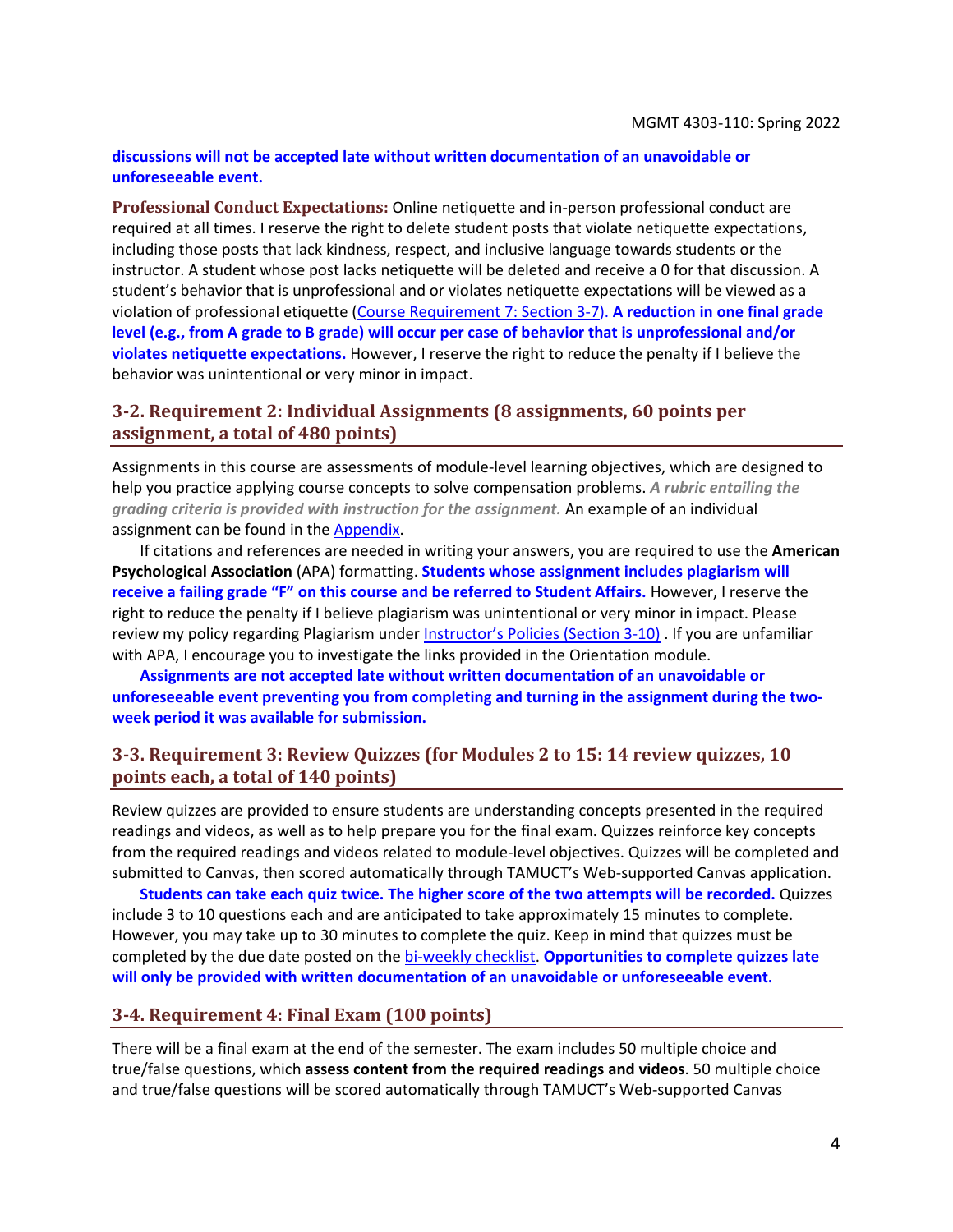**discussions will not be accepted late without written documentation of an unavoidable or unforeseeable event.**

**Professional Conduct Expectations:** Online netiquette and in-person professional conduct are required at all times. I reserve the right to delete student posts that violate netiquette expectations, including those posts that lack kindness, respect, and inclusive language towards students or the instructor. A student whose post lacks netiquette will be deleted and receive a 0 for that discussion. A student's behavior that is unprofessional and or violates netiquette expectations will be viewed as a violation of professional etiquette (Course Requirement 7: Section 3-7). **A reduction in one final grade level (e.g., from A grade to B grade) will occur per case of behavior that is unprofessional and/or violates netiquette expectations.** However, I reserve the right to reduce the penalty if I believe the behavior was unintentional or very minor in impact.

## 3-2. Requirement 2: Individual Assignments (8 assignments, 60 points per assignment, a total of 480 points)

Assignments in this course are assessments of module-level learning objectives, which are designed to help you practice applying course concepts to solve compensation problems. ***A rubric entailing the grading criteria is provided with instruction for the assignment.*** An example of an individual assignment can be found in the Appendix.

If citations and references are needed in writing your answers, you are required to use the **American Psychological Association** (APA) formatting. **Students whose assignment includes plagiarism will receive a failing grade "F" on this course and be referred to Student Affairs.** However, I reserve the right to reduce the penalty if I believe plagiarism was unintentional or very minor in impact. Please review my policy regarding Plagiarism under Instructor's Policies (Section 3-10) . If you are unfamiliar with APA, I encourage you to investigate the links provided in the Orientation module.

**Assignments are not accepted late without written documentation of an unavoidable or unforeseeable event preventing you from completing and turning in the assignment during the two-week period it was available for submission.**

## 3-3. Requirement 3: Review Quizzes (for Modules 2 to 15: 14 review quizzes, 10 points each, a total of 140 points)

Review quizzes are provided to ensure students are understanding concepts presented in the required readings and videos, as well as to help prepare you for the final exam. Quizzes reinforce key concepts from the required readings and videos related to module-level objectives. Quizzes will be completed and submitted to Canvas, then scored automatically through TAMUCT's Web-supported Canvas application.

**Students can take each quiz twice. The higher score of the two attempts will be recorded.** Quizzes include 3 to 10 questions each and are anticipated to take approximately 15 minutes to complete. However, you may take up to 30 minutes to complete the quiz. Keep in mind that quizzes must be completed by the due date posted on the bi-weekly checklist. **Opportunities to complete quizzes late will only be provided with written documentation of an unavoidable or unforeseeable event.**

## 3-4. Requirement 4: Final Exam (100 points)

There will be a final exam at the end of the semester. The exam includes 50 multiple choice and true/false questions, which **assess content from the required readings and videos**. 50 multiple choice and true/false questions will be scored automatically through TAMUCT's Web-supported Canvas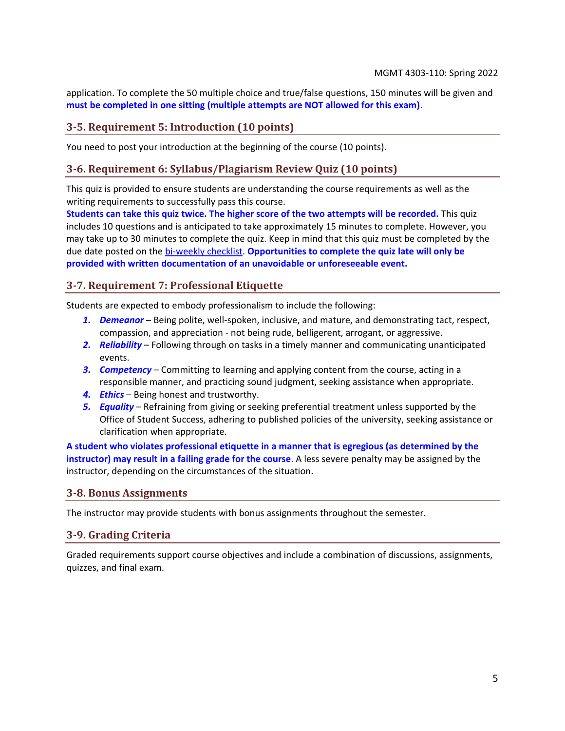application. To complete the 50 multiple choice and true/false questions, 150 minutes will be given and **must be completed in one sitting (multiple attempts are NOT allowed for this exam)**.

## 3-5. Requirement 5: Introduction (10 points)

You need to post your introduction at the beginning of the course (10 points).

## 3-6. Requirement 6: Syllabus/Plagiarism Review Quiz (10 points)

This quiz is provided to ensure students are understanding the course requirements as well as the writing requirements to successfully pass this course.
**Students can take this quiz twice. The higher score of the two attempts will be recorded.** This quiz includes 10 questions and is anticipated to take approximately 15 minutes to complete. However, you may take up to 30 minutes to complete the quiz. Keep in mind that this quiz must be completed by the due date posted on the bi-weekly checklist. **Opportunities to complete the quiz late will only be provided with written documentation of an unavoidable or unforeseeable event.**

## 3-7. Requirement 7: Professional Etiquette

Students are expected to embody professionalism to include the following:

1. ***Demeanor*** – Being polite, well-spoken, inclusive, and mature, and demonstrating tact, respect, compassion, and appreciation - not being rude, belligerent, arrogant, or aggressive.
2. ***Reliability*** – Following through on tasks in a timely manner and communicating unanticipated events.
3. ***Competency*** – Committing to learning and applying content from the course, acting in a responsible manner, and practicing sound judgment, seeking assistance when appropriate.
4. ***Ethics*** – Being honest and trustworthy.
5. ***Equality*** – Refraining from giving or seeking preferential treatment unless supported by the Office of Student Success, adhering to published policies of the university, seeking assistance or clarification when appropriate.

**A student who violates professional etiquette in a manner that is egregious (as determined by the instructor) may result in a failing grade for the course**. A less severe penalty may be assigned by the instructor, depending on the circumstances of the situation.

## 3-8. Bonus Assignments

The instructor may provide students with bonus assignments throughout the semester.

## 3-9. Grading Criteria

Graded requirements support course objectives and include a combination of discussions, assignments, quizzes, and final exam.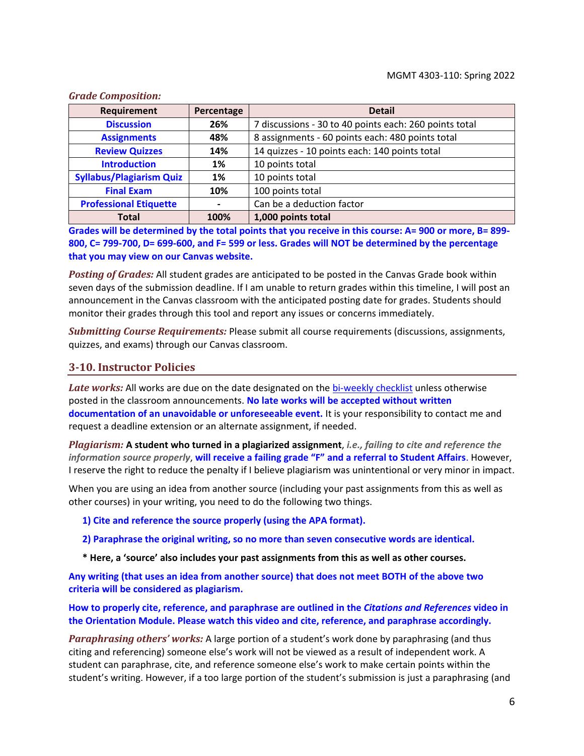***Grade Composition:***

| Requirement | Percentage | Detail |
|---|---|---|
| **Discussion** | **26%** | 7 discussions - 30 to 40 points each: 260 points total |
| **Assignments** | **48%** | 8 assignments - 60 points each: 480 points total |
| **Review Quizzes** | **14%** | 14 quizzes - 10 points each: 140 points total |
| **Introduction** | **1%** | 10 points total |
| **Syllabus/Plagiarism Quiz** | **1%** | 10 points total |
| **Final Exam** | **10%** | 100 points total |
| **Professional Etiquette** | **-** | Can be a deduction factor |
| **Total** | **100%** | **1,000 points total** |

**Grades will be determined by the total points that you receive in this course: A= 900 or more, B= 899-800, C= 799-700, D= 699-600, and F= 599 or less. Grades will NOT be determined by the percentage that you may view on our Canvas website.**

***Posting of Grades:*** All student grades are anticipated to be posted in the Canvas Grade book within seven days of the submission deadline. If I am unable to return grades within this timeline, I will post an announcement in the Canvas classroom with the anticipated posting date for grades. Students should monitor their grades through this tool and report any issues or concerns immediately.

***Submitting Course Requirements:*** Please submit all course requirements (discussions, assignments, quizzes, and exams) through our Canvas classroom.

## 3-10. Instructor Policies

***Late works:*** All works are due on the date designated on the bi-weekly checklist unless otherwise posted in the classroom announcements. **No late works will be accepted without written documentation of an unavoidable or unforeseeable event.** It is your responsibility to contact me and request a deadline extension or an alternate assignment, if needed.

***Plagiarism:*** **A student who turned in a plagiarized assignment**, ***i.e., failing to cite and reference the information source properly***, **will receive a failing grade "F" and a referral to Student Affairs**. However, I reserve the right to reduce the penalty if I believe plagiarism was unintentional or very minor in impact.

When you are using an idea from another source (including your past assignments from this as well as other courses) in your writing, you need to do the following two things.

**1) Cite and reference the source properly (using the APA format).**

**2) Paraphrase the original writing, so no more than seven consecutive words are identical.**

**\* Here, a 'source' also includes your past assignments from this as well as other courses.**

**Any writing (that uses an idea from another source) that does not meet BOTH of the above two criteria will be considered as plagiarism.**

**How to properly cite, reference, and paraphrase are outlined in the *Citations and References* video in the Orientation Module. Please watch this video and cite, reference, and paraphrase accordingly.**

***Paraphrasing others' works:*** A large portion of a student's work done by paraphrasing (and thus citing and referencing) someone else's work will not be viewed as a result of independent work. A student can paraphrase, cite, and reference someone else's work to make certain points within the student's writing. However, if a too large portion of the student's submission is just a paraphrasing (and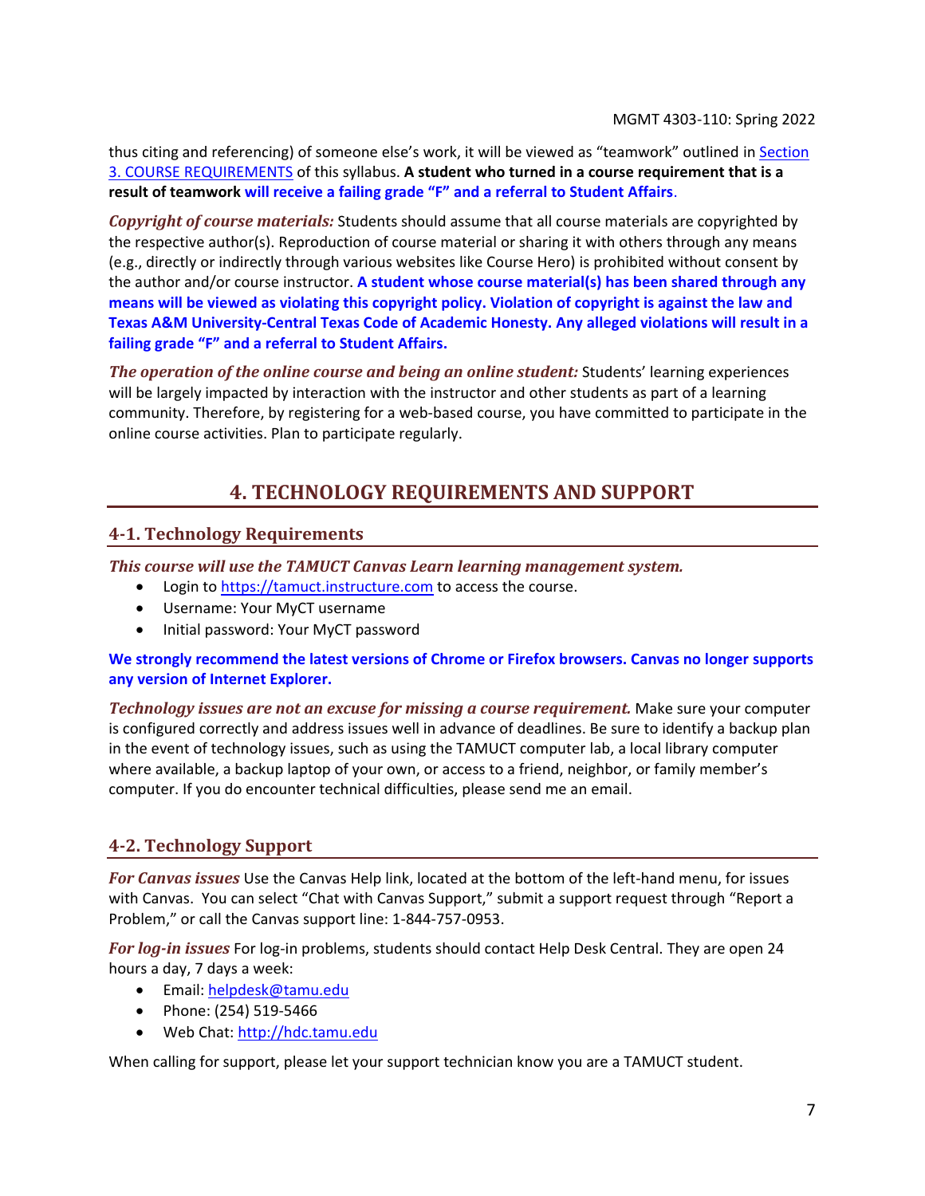thus citing and referencing) of someone else's work, it will be viewed as "teamwork" outlined in [Section 3. COURSE REQUIREMENTS] of this syllabus. **A student who turned in a course requirement that is a result of teamwork will receive a failing grade "F" and a referral to Student Affairs**.

***Copyright of course materials:*** Students should assume that all course materials are copyrighted by the respective author(s). Reproduction of course material or sharing it with others through any means (e.g., directly or indirectly through various websites like Course Hero) is prohibited without consent by the author and/or course instructor. **A student whose course material(s) has been shared through any means will be viewed as violating this copyright policy. Violation of copyright is against the law and Texas A&M University-Central Texas Code of Academic Honesty. Any alleged violations will result in a failing grade "F" and a referral to Student Affairs.**

***The operation of the online course and being an online student:*** Students' learning experiences will be largely impacted by interaction with the instructor and other students as part of a learning community. Therefore, by registering for a web-based course, you have committed to participate in the online course activities. Plan to participate regularly.

## 4. TECHNOLOGY REQUIREMENTS AND SUPPORT

### 4-1. Technology Requirements

***This course will use the TAMUCT Canvas Learn learning management system.***

- Login to https://tamuct.instructure.com to access the course.
- Username: Your MyCT username
- Initial password: Your MyCT password

**We strongly recommend the latest versions of Chrome or Firefox browsers. Canvas no longer supports any version of Internet Explorer.**

***Technology issues are not an excuse for missing a course requirement.*** Make sure your computer is configured correctly and address issues well in advance of deadlines. Be sure to identify a backup plan in the event of technology issues, such as using the TAMUCT computer lab, a local library computer where available, a backup laptop of your own, or access to a friend, neighbor, or family member's computer. If you do encounter technical difficulties, please send me an email.

### 4-2. Technology Support

***For Canvas issues*** Use the Canvas Help link, located at the bottom of the left-hand menu, for issues with Canvas. You can select "Chat with Canvas Support," submit a support request through "Report a Problem," or call the Canvas support line: 1-844-757-0953.

***For log-in issues*** For log-in problems, students should contact Help Desk Central. They are open 24 hours a day, 7 days a week:

- Email: helpdesk@tamu.edu
- Phone: (254) 519-5466
- Web Chat: http://hdc.tamu.edu

When calling for support, please let your support technician know you are a TAMUCT student.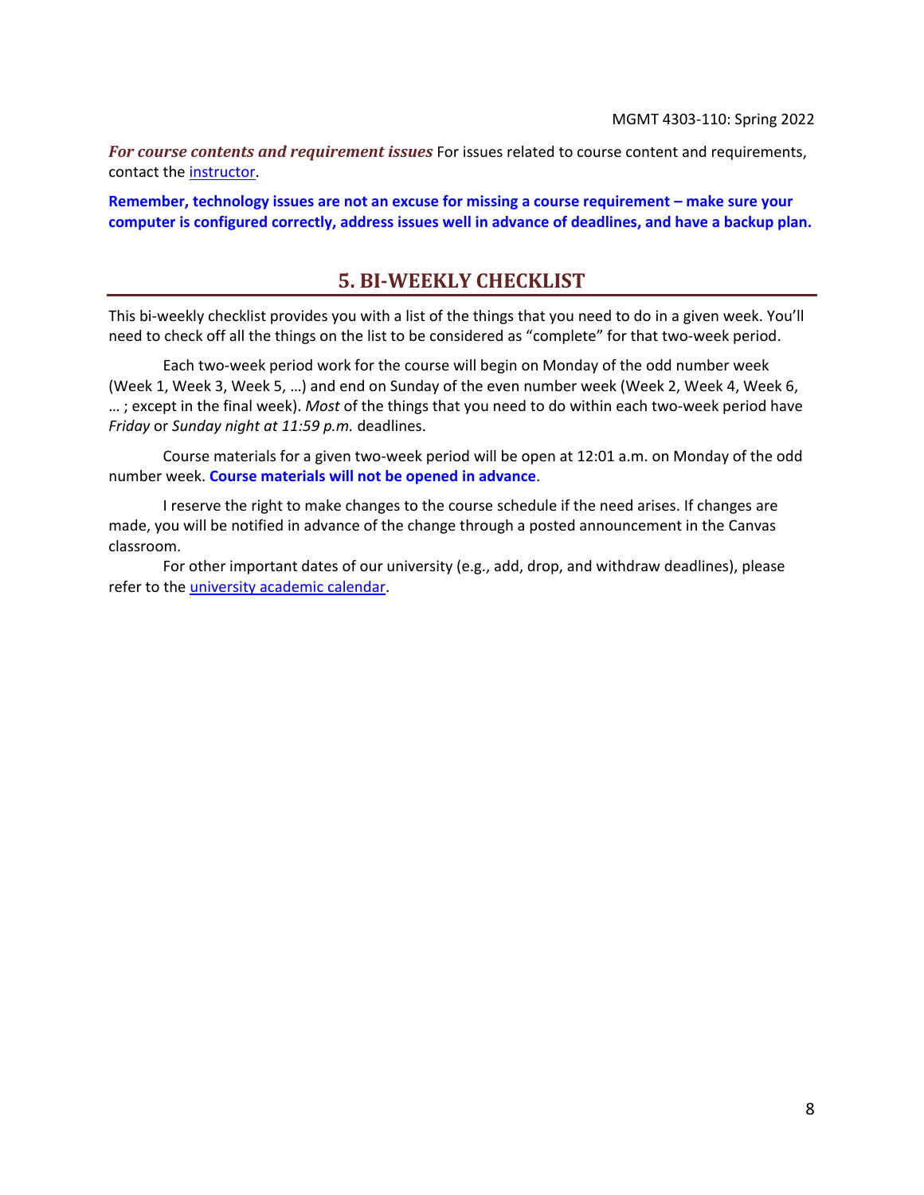***For course contents and requirement issues*** For issues related to course content and requirements, contact the [instructor](instructor).

**Remember, technology issues are not an excuse for missing a course requirement – make sure your computer is configured correctly, address issues well in advance of deadlines, and have a backup plan.**

## 5. BI-WEEKLY CHECKLIST

This bi-weekly checklist provides you with a list of the things that you need to do in a given week. You'll need to check off all the things on the list to be considered as "complete" for that two-week period.

Each two-week period work for the course will begin on Monday of the odd number week (Week 1, Week 3, Week 5, …) and end on Sunday of the even number week (Week 2, Week 4, Week 6, … ; except in the final week). *Most* of the things that you need to do within each two-week period have *Friday* or *Sunday night at 11:59 p.m.* deadlines.

Course materials for a given two-week period will be open at 12:01 a.m. on Monday of the odd number week. **Course materials will not be opened in advance**.

I reserve the right to make changes to the course schedule if the need arises. If changes are made, you will be notified in advance of the change through a posted announcement in the Canvas classroom.

For other important dates of our university (e.g., add, drop, and withdraw deadlines), please refer to the [university academic calendar](university academic calendar).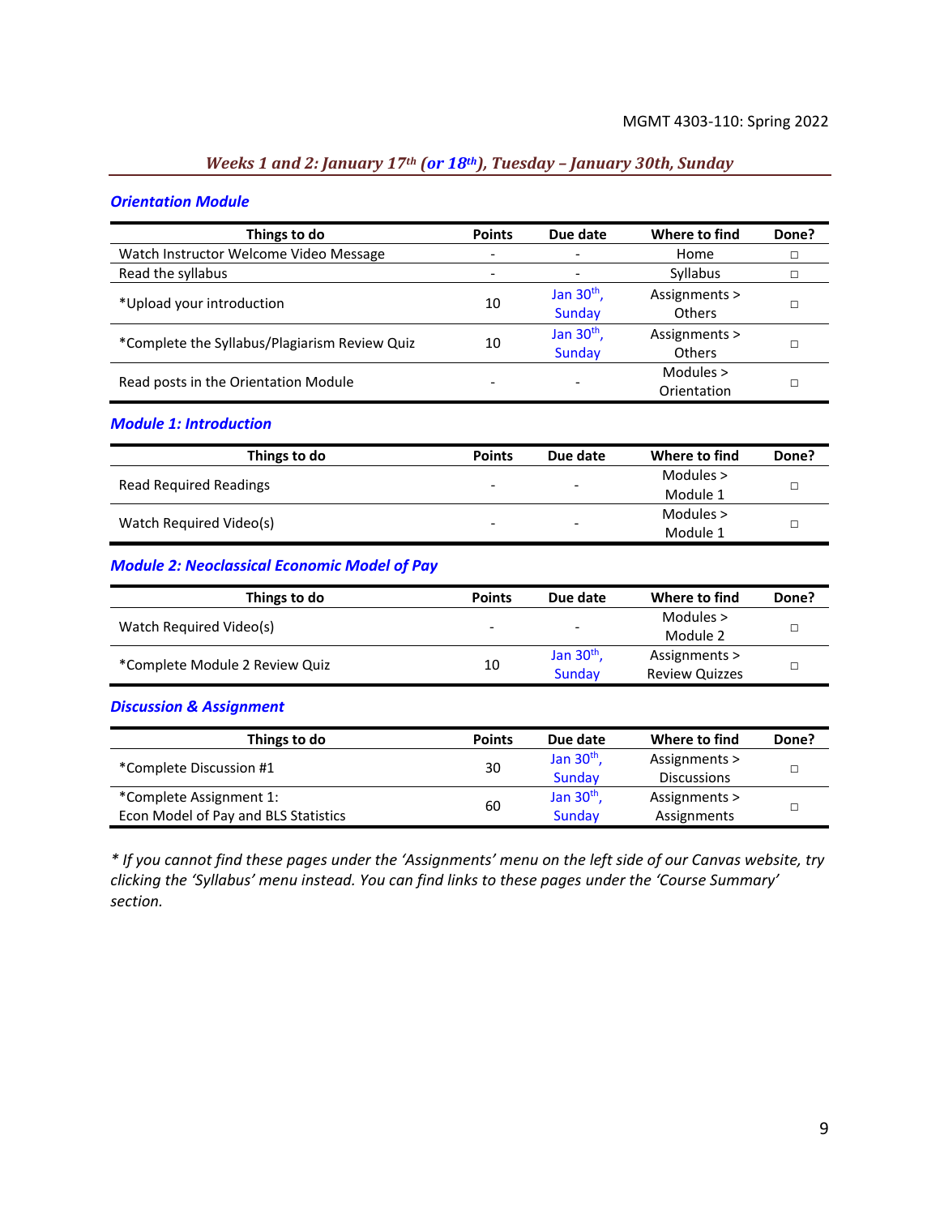## *Weeks 1 and 2: January 17th (or 18th), Tuesday – January 30th, Sunday*

### *Orientation Module*

| Things to do | Points | Due date | Where to find | Done? |
|---|---|---|---|---|
| Watch Instructor Welcome Video Message | - | - | Home | □ |
| Read the syllabus | - | - | Syllabus | □ |
| *Upload your introduction | 10 | Jan 30th, Sunday | Assignments > Others | □ |
| *Complete the Syllabus/Plagiarism Review Quiz | 10 | Jan 30th, Sunday | Assignments > Others | □ |
| Read posts in the Orientation Module | - | - | Modules > Orientation | □ |

### *Module 1: Introduction*

| Things to do | Points | Due date | Where to find | Done? |
|---|---|---|---|---|
| Read Required Readings | - | - | Modules > Module 1 | □ |
| Watch Required Video(s) | - | - | Modules > Module 1 | □ |

### *Module 2: Neoclassical Economic Model of Pay*

| Things to do | Points | Due date | Where to find | Done? |
|---|---|---|---|---|
| Watch Required Video(s) | - | - | Modules > Module 2 | □ |
| *Complete Module 2 Review Quiz | 10 | Jan 30th, Sunday | Assignments > Review Quizzes | □ |

### *Discussion & Assignment*

| Things to do | Points | Due date | Where to find | Done? |
|---|---|---|---|---|
| *Complete Discussion #1 | 30 | Jan 30th, Sunday | Assignments > Discussions | □ |
| *Complete Assignment 1: Econ Model of Pay and BLS Statistics | 60 | Jan 30th, Sunday | Assignments > Assignments | □ |

*\* If you cannot find these pages under the 'Assignments' menu on the left side of our Canvas website, try clicking the 'Syllabus' menu instead. You can find links to these pages under the 'Course Summary' section.*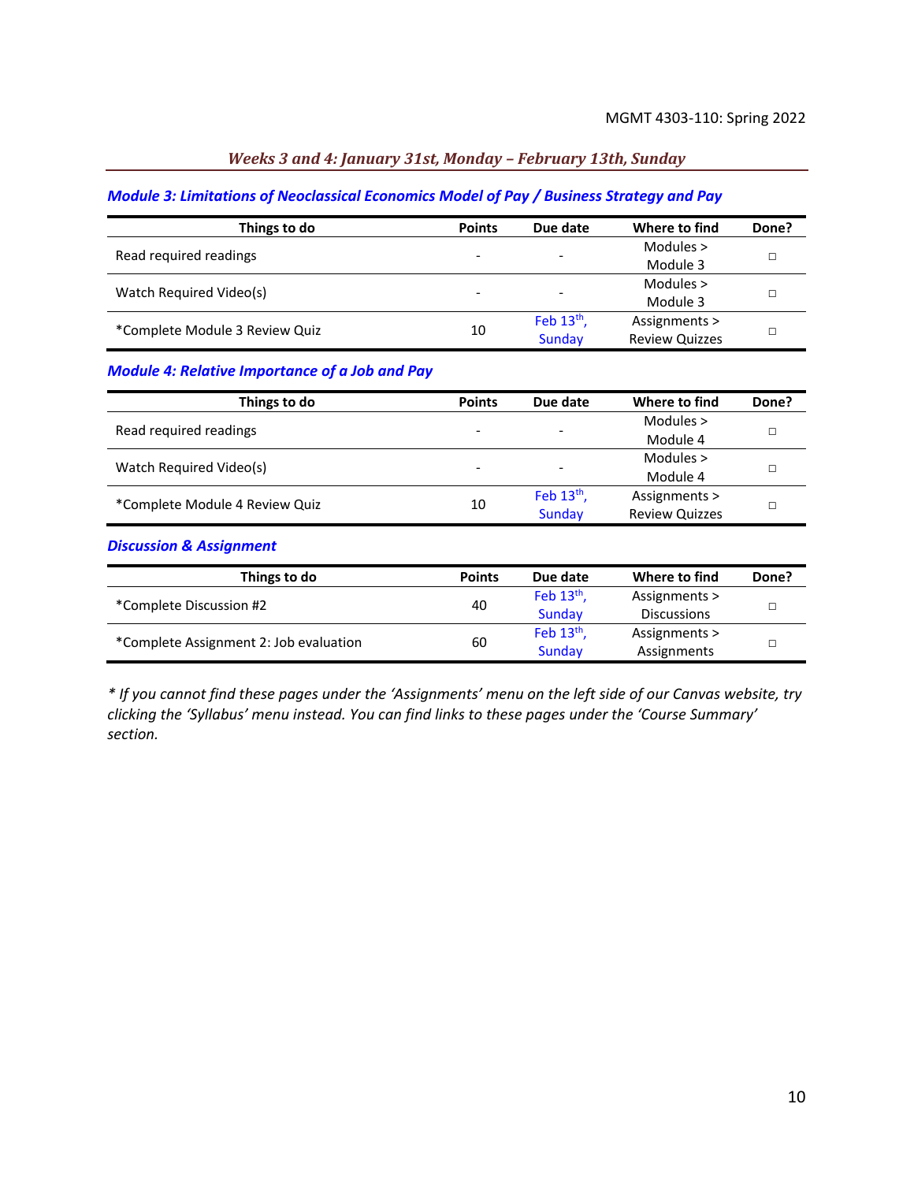### *Weeks 3 and 4: January 31st, Monday – February 13th, Sunday*

#### *Module 3: Limitations of Neoclassical Economics Model of Pay / Business Strategy and Pay*

| Things to do | Points | Due date | Where to find | Done? |
|---|---|---|---|---|
| Read required readings | - | - | Modules > Module 3 | □ |
| Watch Required Video(s) | - | - | Modules > Module 3 | □ |
| *Complete Module 3 Review Quiz | 10 | Feb 13th, Sunday | Assignments > Review Quizzes | □ |

#### *Module 4: Relative Importance of a Job and Pay*

| Things to do | Points | Due date | Where to find | Done? |
|---|---|---|---|---|
| Read required readings | - | - | Modules > Module 4 | □ |
| Watch Required Video(s) | - | - | Modules > Module 4 | □ |
| *Complete Module 4 Review Quiz | 10 | Feb 13th, Sunday | Assignments > Review Quizzes | □ |

#### *Discussion & Assignment*

| Things to do | Points | Due date | Where to find | Done? |
|---|---|---|---|---|
| *Complete Discussion #2 | 40 | Feb 13th, Sunday | Assignments > Discussions | □ |
| *Complete Assignment 2: Job evaluation | 60 | Feb 13th, Sunday | Assignments > Assignments | □ |

*\* If you cannot find these pages under the 'Assignments' menu on the left side of our Canvas website, try clicking the 'Syllabus' menu instead. You can find links to these pages under the 'Course Summary' section.*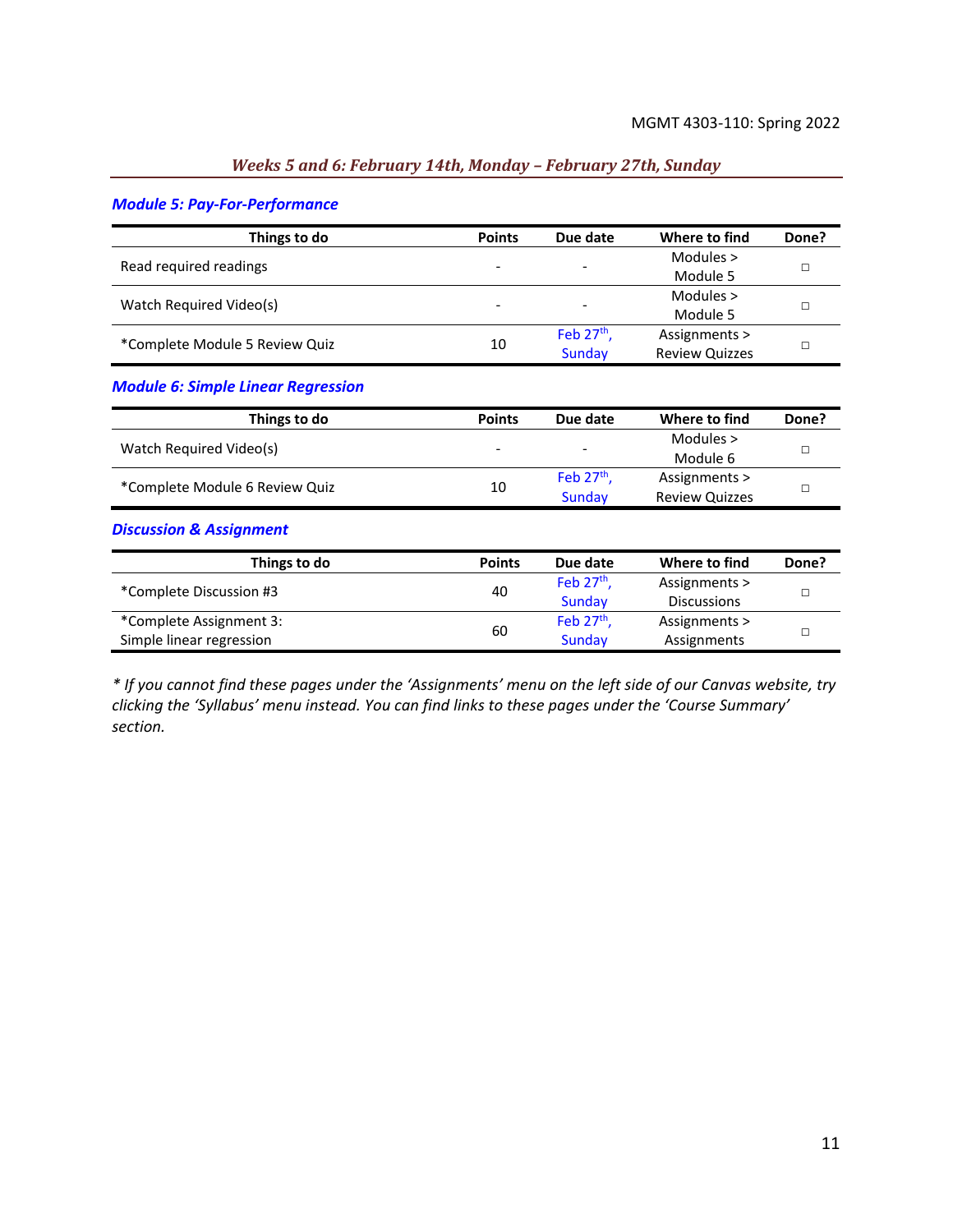### *Weeks 5 and 6: February 14th, Monday – February 27th, Sunday*

#### *Module 5: Pay-For-Performance*

| Things to do | Points | Due date | Where to find | Done? |
|---|---|---|---|---|
| Read required readings | - | - | Modules > Module 5 | □ |
| Watch Required Video(s) | - | - | Modules > Module 5 | □ |
| *Complete Module 5 Review Quiz | 10 | Feb 27th, Sunday | Assignments > Review Quizzes | □ |

#### *Module 6: Simple Linear Regression*

| Things to do | Points | Due date | Where to find | Done? |
|---|---|---|---|---|
| Watch Required Video(s) | - | - | Modules > Module 6 | □ |
| *Complete Module 6 Review Quiz | 10 | Feb 27th, Sunday | Assignments > Review Quizzes | □ |

#### *Discussion & Assignment*

| Things to do | Points | Due date | Where to find | Done? |
|---|---|---|---|---|
| *Complete Discussion #3 | 40 | Feb 27th, Sunday | Assignments > Discussions | □ |
| *Complete Assignment 3: Simple linear regression | 60 | Feb 27th, Sunday | Assignments > Assignments | □ |

*\* If you cannot find these pages under the 'Assignments' menu on the left side of our Canvas website, try clicking the 'Syllabus' menu instead. You can find links to these pages under the 'Course Summary' section.*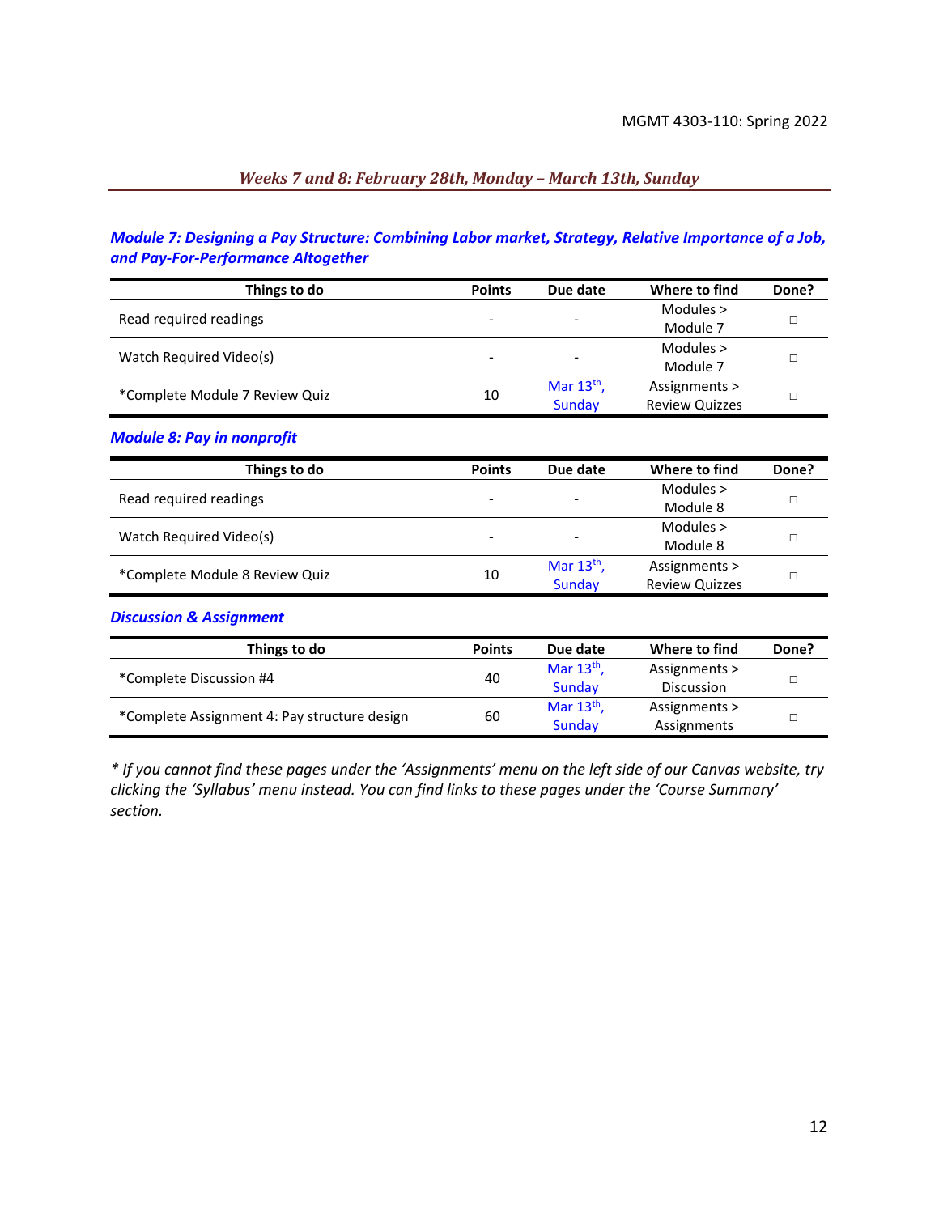## *Weeks 7 and 8: February 28th, Monday – March 13th, Sunday*

### *Module 7: Designing a Pay Structure: Combining Labor market, Strategy, Relative Importance of a Job, and Pay-For-Performance Altogether*

| Things to do | Points | Due date | Where to find | Done? |
|---|---|---|---|---|
| Read required readings | - | - | Modules > Module 7 | □ |
| Watch Required Video(s) | - | - | Modules > Module 7 | □ |
| *Complete Module 7 Review Quiz | 10 | Mar 13th, Sunday | Assignments > Review Quizzes | □ |

### *Module 8: Pay in nonprofit*

| Things to do | Points | Due date | Where to find | Done? |
|---|---|---|---|---|
| Read required readings | - | - | Modules > Module 8 | □ |
| Watch Required Video(s) | - | - | Modules > Module 8 | □ |
| *Complete Module 8 Review Quiz | 10 | Mar 13th, Sunday | Assignments > Review Quizzes | □ |

### *Discussion & Assignment*

| Things to do | Points | Due date | Where to find | Done? |
|---|---|---|---|---|
| *Complete Discussion #4 | 40 | Mar 13th, Sunday | Assignments > Discussion | □ |
| *Complete Assignment 4: Pay structure design | 60 | Mar 13th, Sunday | Assignments > Assignments | □ |

*\* If you cannot find these pages under the 'Assignments' menu on the left side of our Canvas website, try clicking the 'Syllabus' menu instead. You can find links to these pages under the 'Course Summary' section.*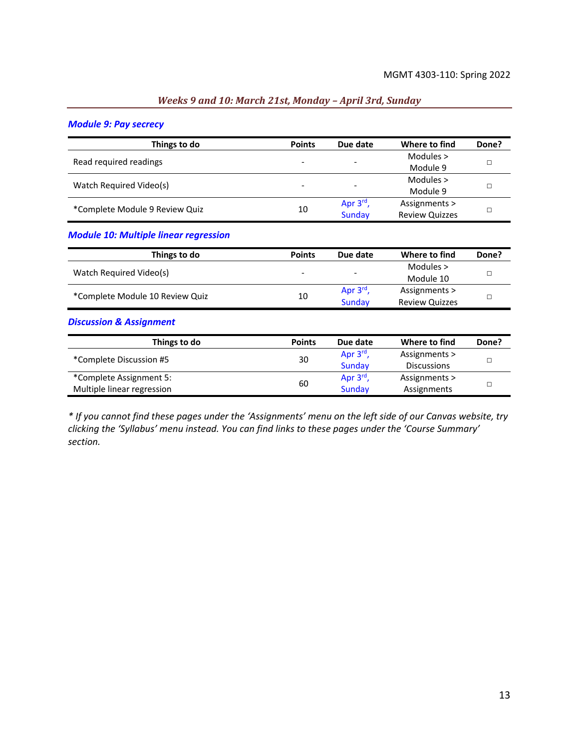## *Weeks 9 and 10: March 21st, Monday – April 3rd, Sunday*

### *Module 9: Pay secrecy*

| Things to do | Points | Due date | Where to find | Done? |
|---|---|---|---|---|
| Read required readings | - | - | Modules > Module 9 | ☐ |
| Watch Required Video(s) | - | - | Modules > Module 9 | ☐ |
| *Complete Module 9 Review Quiz | 10 | Apr 3rd, Sunday | Assignments > Review Quizzes | ☐ |

### *Module 10: Multiple linear regression*

| Things to do | Points | Due date | Where to find | Done? |
|---|---|---|---|---|
| Watch Required Video(s) | - | - | Modules > Module 10 | ☐ |
| *Complete Module 10 Review Quiz | 10 | Apr 3rd, Sunday | Assignments > Review Quizzes | ☐ |

### *Discussion & Assignment*

| Things to do | Points | Due date | Where to find | Done? |
|---|---|---|---|---|
| *Complete Discussion #5 | 30 | Apr 3rd, Sunday | Assignments > Discussions | ☐ |
| *Complete Assignment 5: Multiple linear regression | 60 | Apr 3rd, Sunday | Assignments > Assignments | ☐ |

*\* If you cannot find these pages under the 'Assignments' menu on the left side of our Canvas website, try clicking the 'Syllabus' menu instead. You can find links to these pages under the 'Course Summary' section.*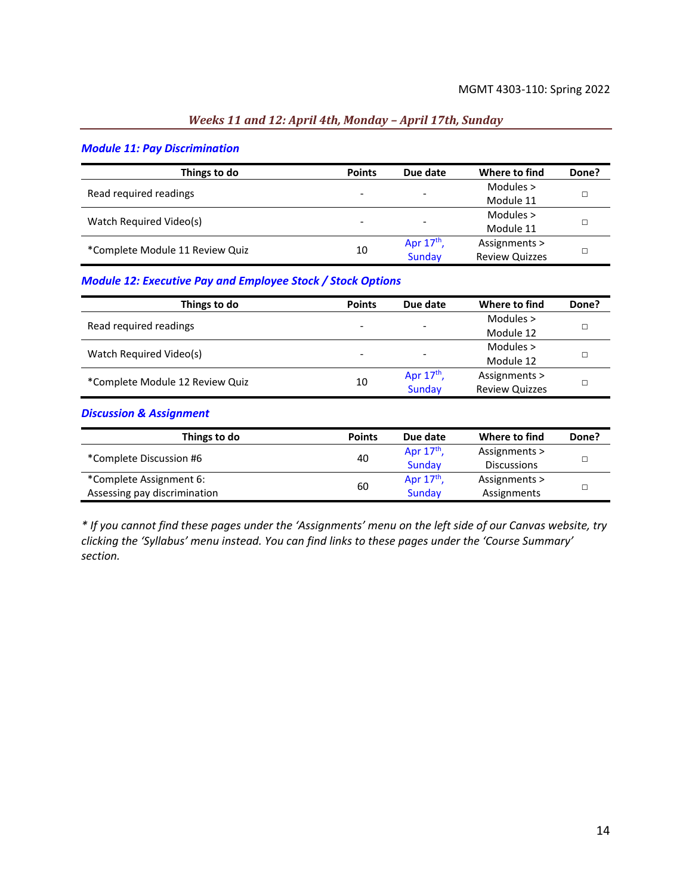## *Weeks 11 and 12: April 4th, Monday – April 17th, Sunday*

### *Module 11: Pay Discrimination*

| Things to do | Points | Due date | Where to find | Done? |
|---|---|---|---|---|
| Read required readings | - | - | Modules > Module 11 | ☐ |
| Watch Required Video(s) | - | - | Modules > Module 11 | ☐ |
| *Complete Module 11 Review Quiz | 10 | Apr 17th, Sunday | Assignments > Review Quizzes | ☐ |

### *Module 12: Executive Pay and Employee Stock / Stock Options*

| Things to do | Points | Due date | Where to find | Done? |
|---|---|---|---|---|
| Read required readings | - | - | Modules > Module 12 | ☐ |
| Watch Required Video(s) | - | - | Modules > Module 12 | ☐ |
| *Complete Module 12 Review Quiz | 10 | Apr 17th, Sunday | Assignments > Review Quizzes | ☐ |

### *Discussion & Assignment*

| Things to do | Points | Due date | Where to find | Done? |
|---|---|---|---|---|
| *Complete Discussion #6 | 40 | Apr 17th, Sunday | Assignments > Discussions | ☐ |
| *Complete Assignment 6: Assessing pay discrimination | 60 | Apr 17th, Sunday | Assignments > Assignments | ☐ |

*\* If you cannot find these pages under the 'Assignments' menu on the left side of our Canvas website, try clicking the 'Syllabus' menu instead. You can find links to these pages under the 'Course Summary' section.*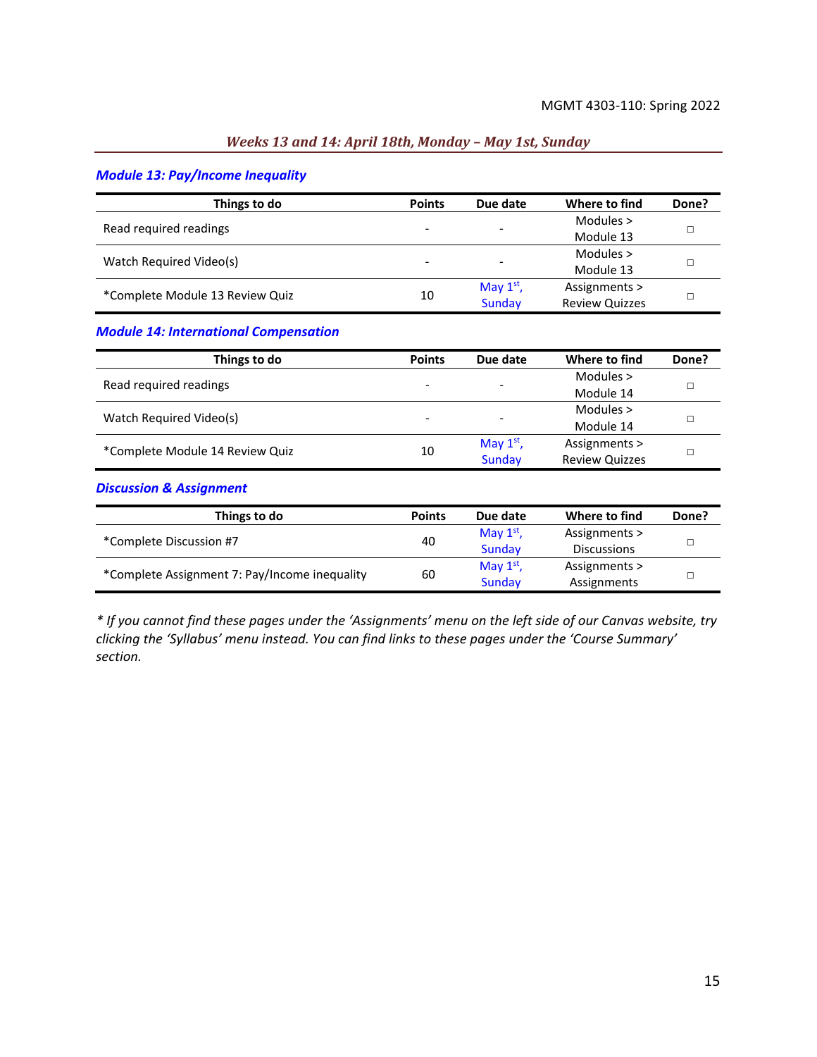## *Weeks 13 and 14: April 18th, Monday – May 1st, Sunday*

### ***Module 13: Pay/Income Inequality***

| Things to do | Points | Due date | Where to find | Done? |
|---|---|---|---|---|
| Read required readings | - | - | Modules > Module 13 | ☐ |
| Watch Required Video(s) | - | - | Modules > Module 13 | ☐ |
| *Complete Module 13 Review Quiz | 10 | May 1st, Sunday | Assignments > Review Quizzes | ☐ |

### ***Module 14: International Compensation***

| Things to do | Points | Due date | Where to find | Done? |
|---|---|---|---|---|
| Read required readings | - | - | Modules > Module 14 | ☐ |
| Watch Required Video(s) | - | - | Modules > Module 14 | ☐ |
| *Complete Module 14 Review Quiz | 10 | May 1st, Sunday | Assignments > Review Quizzes | ☐ |

### ***Discussion & Assignment***

| Things to do | Points | Due date | Where to find | Done? |
|---|---|---|---|---|
| *Complete Discussion #7 | 40 | May 1st, Sunday | Assignments > Discussions | ☐ |
| *Complete Assignment 7: Pay/Income inequality | 60 | May 1st, Sunday | Assignments > Assignments | ☐ |

*\* If you cannot find these pages under the 'Assignments' menu on the left side of our Canvas website, try clicking the 'Syllabus' menu instead. You can find links to these pages under the 'Course Summary' section.*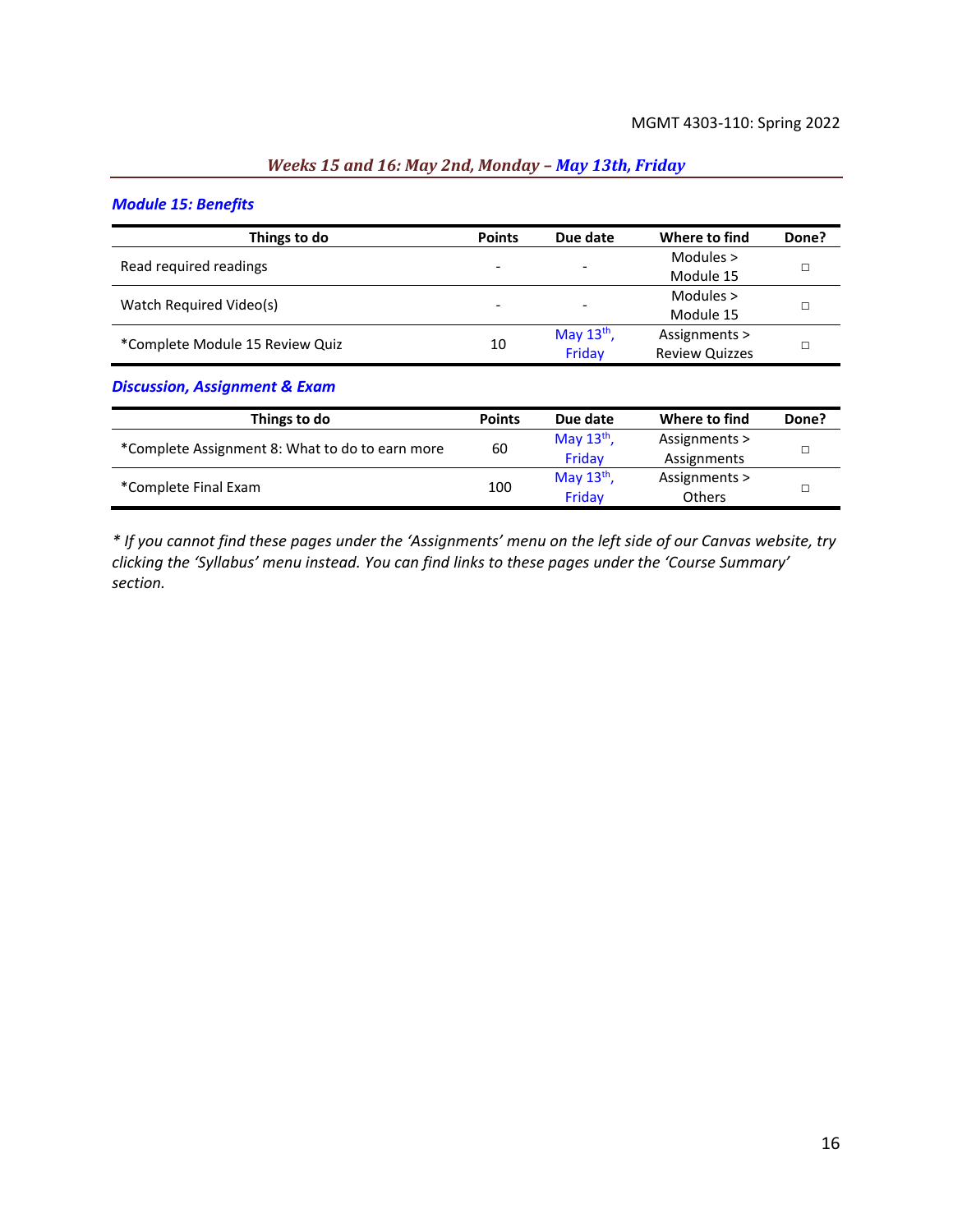## *Weeks 15 and 16: May 2nd, Monday – May 13th, Friday*

### *Module 15: Benefits*

| Things to do | Points | Due date | Where to find | Done? |
|---|---|---|---|---|
| Read required readings | - | - | Modules > Module 15 | □ |
| Watch Required Video(s) | - | - | Modules > Module 15 | □ |
| *Complete Module 15 Review Quiz | 10 | May 13th, Friday | Assignments > Review Quizzes | □ |

### *Discussion, Assignment & Exam*

| Things to do | Points | Due date | Where to find | Done? |
|---|---|---|---|---|
| *Complete Assignment 8: What to do to earn more | 60 | May 13th, Friday | Assignments > Assignments | □ |
| *Complete Final Exam | 100 | May 13th, Friday | Assignments > Others | □ |

*\* If you cannot find these pages under the 'Assignments' menu on the left side of our Canvas website, try clicking the 'Syllabus' menu instead. You can find links to these pages under the 'Course Summary' section.*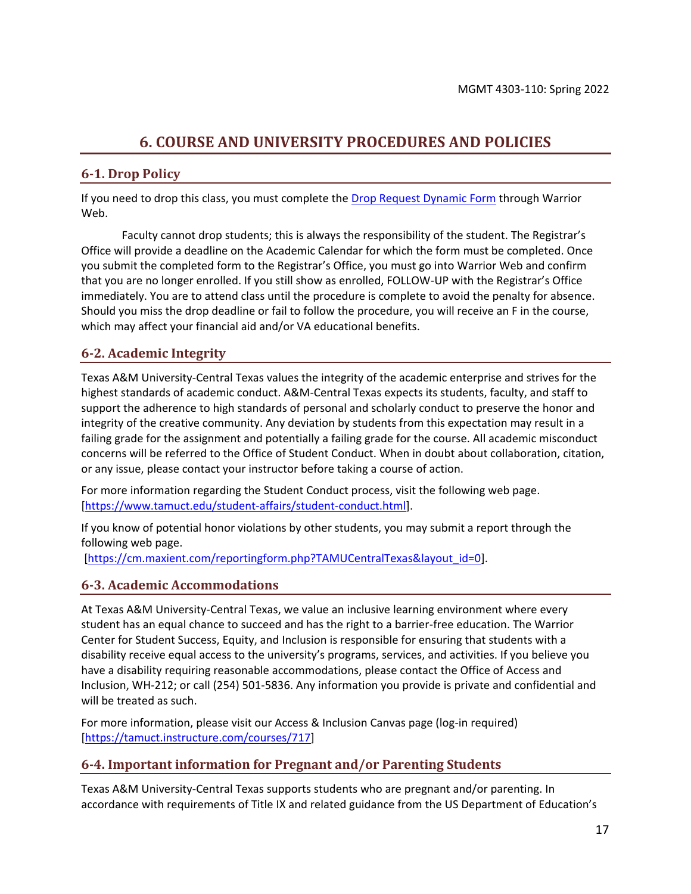## 6. COURSE AND UNIVERSITY PROCEDURES AND POLICIES

### 6-1. Drop Policy

If you need to drop this class, you must complete the [Drop Request Dynamic Form](Drop Request Dynamic Form) through Warrior Web.

Faculty cannot drop students; this is always the responsibility of the student. The Registrar's Office will provide a deadline on the Academic Calendar for which the form must be completed. Once you submit the completed form to the Registrar's Office, you must go into Warrior Web and confirm that you are no longer enrolled. If you still show as enrolled, FOLLOW-UP with the Registrar's Office immediately. You are to attend class until the procedure is complete to avoid the penalty for absence. Should you miss the drop deadline or fail to follow the procedure, you will receive an F in the course, which may affect your financial aid and/or VA educational benefits.

### 6-2. Academic Integrity

Texas A&M University-Central Texas values the integrity of the academic enterprise and strives for the highest standards of academic conduct. A&M-Central Texas expects its students, faculty, and staff to support the adherence to high standards of personal and scholarly conduct to preserve the honor and integrity of the creative community. Any deviation by students from this expectation may result in a failing grade for the assignment and potentially a failing grade for the course. All academic misconduct concerns will be referred to the Office of Student Conduct. When in doubt about collaboration, citation, or any issue, please contact your instructor before taking a course of action.

For more information regarding the Student Conduct process, visit the following web page. [https://www.tamuct.edu/student-affairs/student-conduct.html].

If you know of potential honor violations by other students, you may submit a report through the following web page.
[https://cm.maxient.com/reportingform.php?TAMUCentralTexas&layout_id=0].

### 6-3. Academic Accommodations

At Texas A&M University-Central Texas, we value an inclusive learning environment where every student has an equal chance to succeed and has the right to a barrier-free education. The Warrior Center for Student Success, Equity, and Inclusion is responsible for ensuring that students with a disability receive equal access to the university's programs, services, and activities. If you believe you have a disability requiring reasonable accommodations, please contact the Office of Access and Inclusion, WH-212; or call (254) 501-5836. Any information you provide is private and confidential and will be treated as such.

For more information, please visit our Access & Inclusion Canvas page (log-in required) [https://tamuct.instructure.com/courses/717]

### 6-4. Important information for Pregnant and/or Parenting Students

Texas A&M University-Central Texas supports students who are pregnant and/or parenting. In accordance with requirements of Title IX and related guidance from the US Department of Education's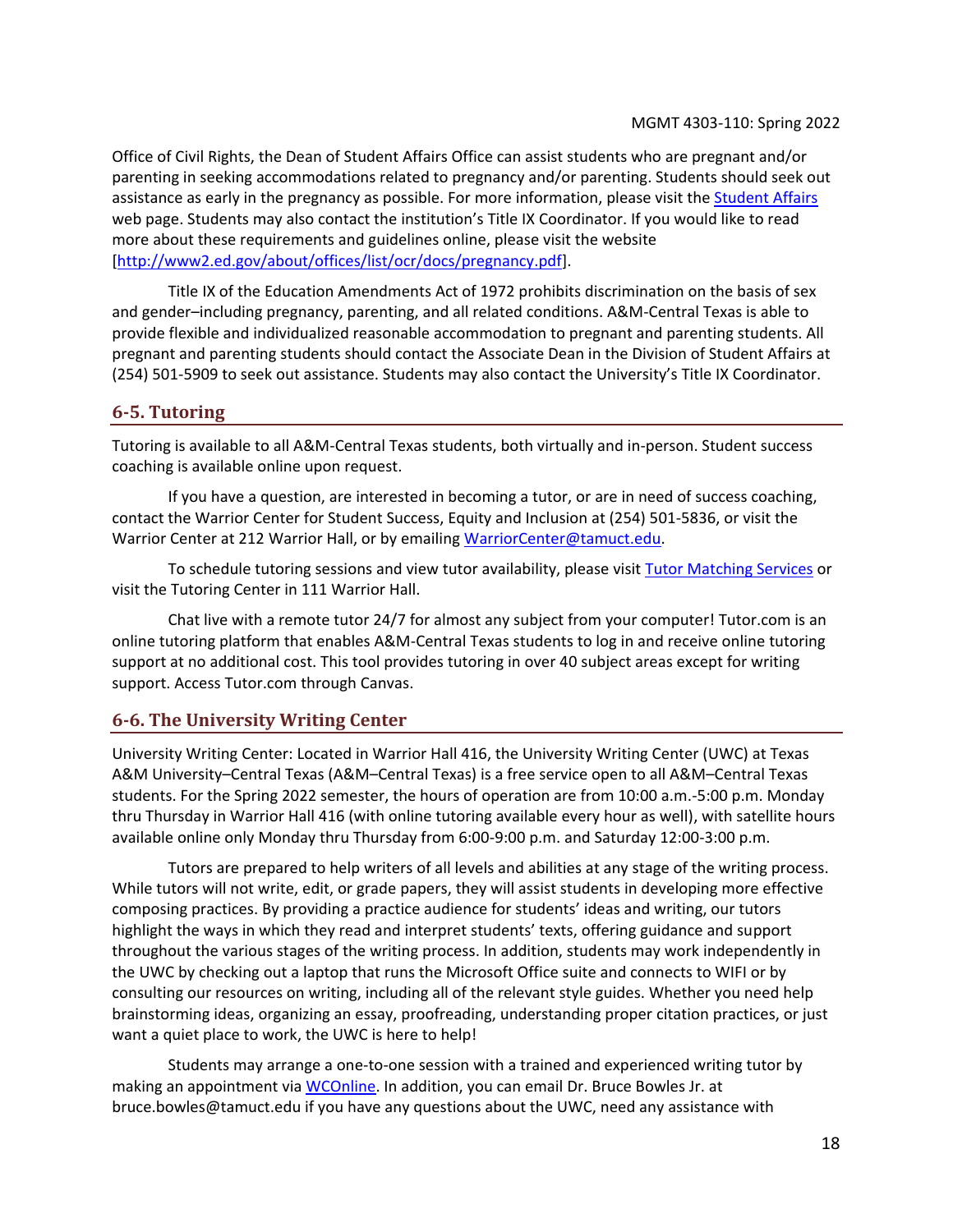Office of Civil Rights, the Dean of Student Affairs Office can assist students who are pregnant and/or parenting in seeking accommodations related to pregnancy and/or parenting. Students should seek out assistance as early in the pregnancy as possible. For more information, please visit the [Student Affairs](#) web page. Students may also contact the institution's Title IX Coordinator. If you would like to read more about these requirements and guidelines online, please visit the website [[http://www2.ed.gov/about/offices/list/ocr/docs/pregnancy.pdf](http://www2.ed.gov/about/offices/list/ocr/docs/pregnancy.pdf)].

Title IX of the Education Amendments Act of 1972 prohibits discrimination on the basis of sex and gender–including pregnancy, parenting, and all related conditions. A&M-Central Texas is able to provide flexible and individualized reasonable accommodation to pregnant and parenting students. All pregnant and parenting students should contact the Associate Dean in the Division of Student Affairs at (254) 501-5909 to seek out assistance. Students may also contact the University's Title IX Coordinator.

## 6-5. Tutoring

Tutoring is available to all A&M-Central Texas students, both virtually and in-person. Student success coaching is available online upon request.

If you have a question, are interested in becoming a tutor, or are in need of success coaching, contact the Warrior Center for Student Success, Equity and Inclusion at (254) 501-5836, or visit the Warrior Center at 212 Warrior Hall, or by emailing [WarriorCenter@tamuct.edu](mailto:WarriorCenter@tamuct.edu).

To schedule tutoring sessions and view tutor availability, please visit [Tutor Matching Services](#) or visit the Tutoring Center in 111 Warrior Hall.

Chat live with a remote tutor 24/7 for almost any subject from your computer! Tutor.com is an online tutoring platform that enables A&M-Central Texas students to log in and receive online tutoring support at no additional cost. This tool provides tutoring in over 40 subject areas except for writing support. Access Tutor.com through Canvas.

## 6-6. The University Writing Center

University Writing Center: Located in Warrior Hall 416, the University Writing Center (UWC) at Texas A&M University–Central Texas (A&M–Central Texas) is a free service open to all A&M–Central Texas students. For the Spring 2022 semester, the hours of operation are from 10:00 a.m.-5:00 p.m. Monday thru Thursday in Warrior Hall 416 (with online tutoring available every hour as well), with satellite hours available online only Monday thru Thursday from 6:00-9:00 p.m. and Saturday 12:00-3:00 p.m.

Tutors are prepared to help writers of all levels and abilities at any stage of the writing process. While tutors will not write, edit, or grade papers, they will assist students in developing more effective composing practices. By providing a practice audience for students' ideas and writing, our tutors highlight the ways in which they read and interpret students' texts, offering guidance and support throughout the various stages of the writing process. In addition, students may work independently in the UWC by checking out a laptop that runs the Microsoft Office suite and connects to WIFI or by consulting our resources on writing, including all of the relevant style guides. Whether you need help brainstorming ideas, organizing an essay, proofreading, understanding proper citation practices, or just want a quiet place to work, the UWC is here to help!

Students may arrange a one-to-one session with a trained and experienced writing tutor by making an appointment via [WCOnline](#). In addition, you can email Dr. Bruce Bowles Jr. at bruce.bowles@tamuct.edu if you have any questions about the UWC, need any assistance with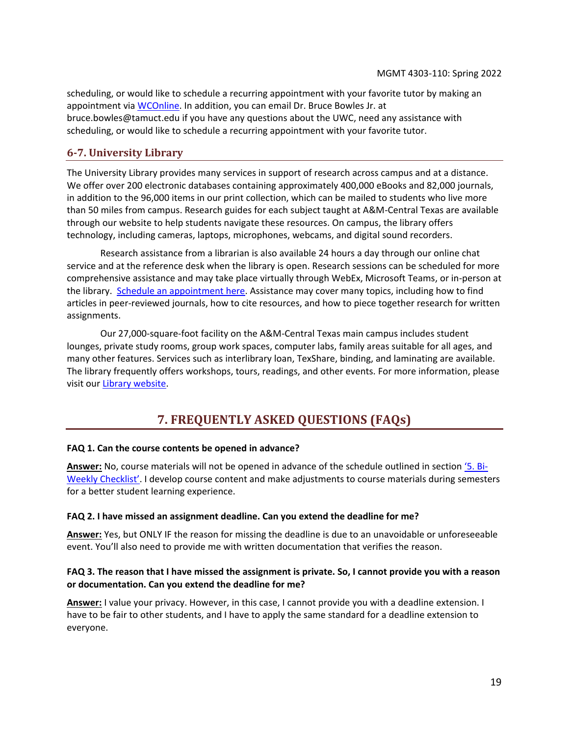scheduling, or would like to schedule a recurring appointment with your favorite tutor by making an appointment via WCOnline. In addition, you can email Dr. Bruce Bowles Jr. at bruce.bowles@tamuct.edu if you have any questions about the UWC, need any assistance with scheduling, or would like to schedule a recurring appointment with your favorite tutor.

### 6-7. University Library

The University Library provides many services in support of research across campus and at a distance. We offer over 200 electronic databases containing approximately 400,000 eBooks and 82,000 journals, in addition to the 96,000 items in our print collection, which can be mailed to students who live more than 50 miles from campus. Research guides for each subject taught at A&M-Central Texas are available through our website to help students navigate these resources. On campus, the library offers technology, including cameras, laptops, microphones, webcams, and digital sound recorders.

Research assistance from a librarian is also available 24 hours a day through our online chat service and at the reference desk when the library is open. Research sessions can be scheduled for more comprehensive assistance and may take place virtually through WebEx, Microsoft Teams, or in-person at the library. Schedule an appointment here. Assistance may cover many topics, including how to find articles in peer-reviewed journals, how to cite resources, and how to piece together research for written assignments.

Our 27,000-square-foot facility on the A&M-Central Texas main campus includes student lounges, private study rooms, group work spaces, computer labs, family areas suitable for all ages, and many other features. Services such as interlibrary loan, TexShare, binding, and laminating are available. The library frequently offers workshops, tours, readings, and other events. For more information, please visit our Library website.

## 7. FREQUENTLY ASKED QUESTIONS (FAQs)

**FAQ 1. Can the course contents be opened in advance?**

**Answer:** No, course materials will not be opened in advance of the schedule outlined in section '5. Bi-Weekly Checklist'. I develop course content and make adjustments to course materials during semesters for a better student learning experience.

**FAQ 2. I have missed an assignment deadline. Can you extend the deadline for me?**

**Answer:** Yes, but ONLY IF the reason for missing the deadline is due to an unavoidable or unforeseeable event. You'll also need to provide me with written documentation that verifies the reason.

**FAQ 3. The reason that I have missed the assignment is private. So, I cannot provide you with a reason or documentation. Can you extend the deadline for me?**

**Answer:** I value your privacy. However, in this case, I cannot provide you with a deadline extension. I have to be fair to other students, and I have to apply the same standard for a deadline extension to everyone.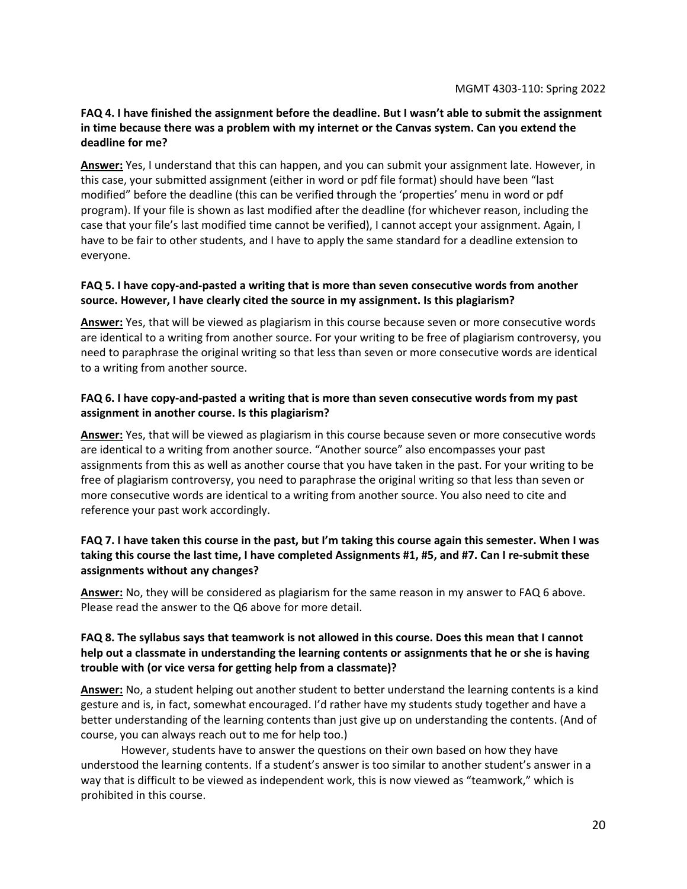**FAQ 4. I have finished the assignment before the deadline. But I wasn't able to submit the assignment in time because there was a problem with my internet or the Canvas system. Can you extend the deadline for me?**

**Answer:** Yes, I understand that this can happen, and you can submit your assignment late. However, in this case, your submitted assignment (either in word or pdf file format) should have been "last modified" before the deadline (this can be verified through the 'properties' menu in word or pdf program). If your file is shown as last modified after the deadline (for whichever reason, including the case that your file's last modified time cannot be verified), I cannot accept your assignment. Again, I have to be fair to other students, and I have to apply the same standard for a deadline extension to everyone.

**FAQ 5. I have copy-and-pasted a writing that is more than seven consecutive words from another source. However, I have clearly cited the source in my assignment. Is this plagiarism?**

**Answer:** Yes, that will be viewed as plagiarism in this course because seven or more consecutive words are identical to a writing from another source. For your writing to be free of plagiarism controversy, you need to paraphrase the original writing so that less than seven or more consecutive words are identical to a writing from another source.

**FAQ 6. I have copy-and-pasted a writing that is more than seven consecutive words from my past assignment in another course. Is this plagiarism?**

**Answer:** Yes, that will be viewed as plagiarism in this course because seven or more consecutive words are identical to a writing from another source. "Another source" also encompasses your past assignments from this as well as another course that you have taken in the past. For your writing to be free of plagiarism controversy, you need to paraphrase the original writing so that less than seven or more consecutive words are identical to a writing from another source. You also need to cite and reference your past work accordingly.

**FAQ 7. I have taken this course in the past, but I'm taking this course again this semester. When I was taking this course the last time, I have completed Assignments #1, #5, and #7. Can I re-submit these assignments without any changes?**

**Answer:** No, they will be considered as plagiarism for the same reason in my answer to FAQ 6 above. Please read the answer to the Q6 above for more detail.

**FAQ 8. The syllabus says that teamwork is not allowed in this course. Does this mean that I cannot help out a classmate in understanding the learning contents or assignments that he or she is having trouble with (or vice versa for getting help from a classmate)?**

**Answer:** No, a student helping out another student to better understand the learning contents is a kind gesture and is, in fact, somewhat encouraged. I'd rather have my students study together and have a better understanding of the learning contents than just give up on understanding the contents. (And of course, you can always reach out to me for help too.)

However, students have to answer the questions on their own based on how they have understood the learning contents. If a student's answer is too similar to another student's answer in a way that is difficult to be viewed as independent work, this is now viewed as "teamwork," which is prohibited in this course.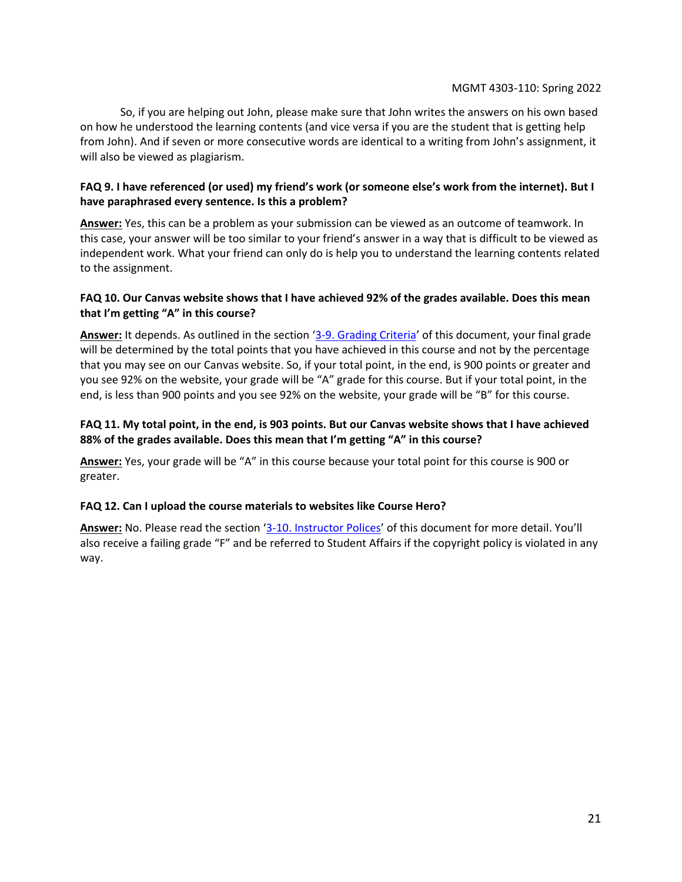So, if you are helping out John, please make sure that John writes the answers on his own based on how he understood the learning contents (and vice versa if you are the student that is getting help from John). And if seven or more consecutive words are identical to a writing from John's assignment, it will also be viewed as plagiarism.

**FAQ 9. I have referenced (or used) my friend's work (or someone else's work from the internet). But I have paraphrased every sentence. Is this a problem?**

**Answer:** Yes, this can be a problem as your submission can be viewed as an outcome of teamwork. In this case, your answer will be too similar to your friend's answer in a way that is difficult to be viewed as independent work. What your friend can only do is help you to understand the learning contents related to the assignment.

**FAQ 10. Our Canvas website shows that I have achieved 92% of the grades available. Does this mean that I'm getting "A" in this course?**

**Answer:** It depends. As outlined in the section '3-9. Grading Criteria' of this document, your final grade will be determined by the total points that you have achieved in this course and not by the percentage that you may see on our Canvas website. So, if your total point, in the end, is 900 points or greater and you see 92% on the website, your grade will be "A" grade for this course. But if your total point, in the end, is less than 900 points and you see 92% on the website, your grade will be "B" for this course.

**FAQ 11. My total point, in the end, is 903 points. But our Canvas website shows that I have achieved 88% of the grades available. Does this mean that I'm getting "A" in this course?**

**Answer:** Yes, your grade will be "A" in this course because your total point for this course is 900 or greater.

**FAQ 12. Can I upload the course materials to websites like Course Hero?**

**Answer:** No. Please read the section '3-10. Instructor Polices' of this document for more detail. You'll also receive a failing grade "F" and be referred to Student Affairs if the copyright policy is violated in any way.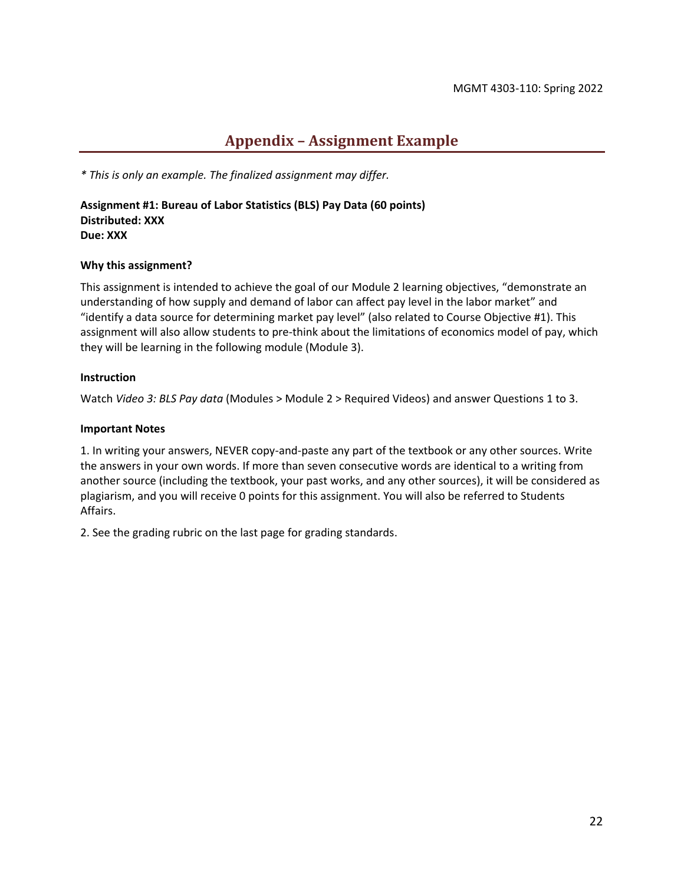# Appendix – Assignment Example

*\* This is only an example. The finalized assignment may differ.*

**Assignment #1: Bureau of Labor Statistics (BLS) Pay Data (60 points)**
**Distributed: XXX**
**Due: XXX**

**Why this assignment?**

This assignment is intended to achieve the goal of our Module 2 learning objectives, "demonstrate an understanding of how supply and demand of labor can affect pay level in the labor market" and "identify a data source for determining market pay level" (also related to Course Objective #1). This assignment will also allow students to pre-think about the limitations of economics model of pay, which they will be learning in the following module (Module 3).

**Instruction**

Watch *Video 3: BLS Pay data* (Modules > Module 2 > Required Videos) and answer Questions 1 to 3.

**Important Notes**

1. In writing your answers, NEVER copy-and-paste any part of the textbook or any other sources. Write the answers in your own words. If more than seven consecutive words are identical to a writing from another source (including the textbook, your past works, and any other sources), it will be considered as plagiarism, and you will receive 0 points for this assignment. You will also be referred to Students Affairs.

2. See the grading rubric on the last page for grading standards.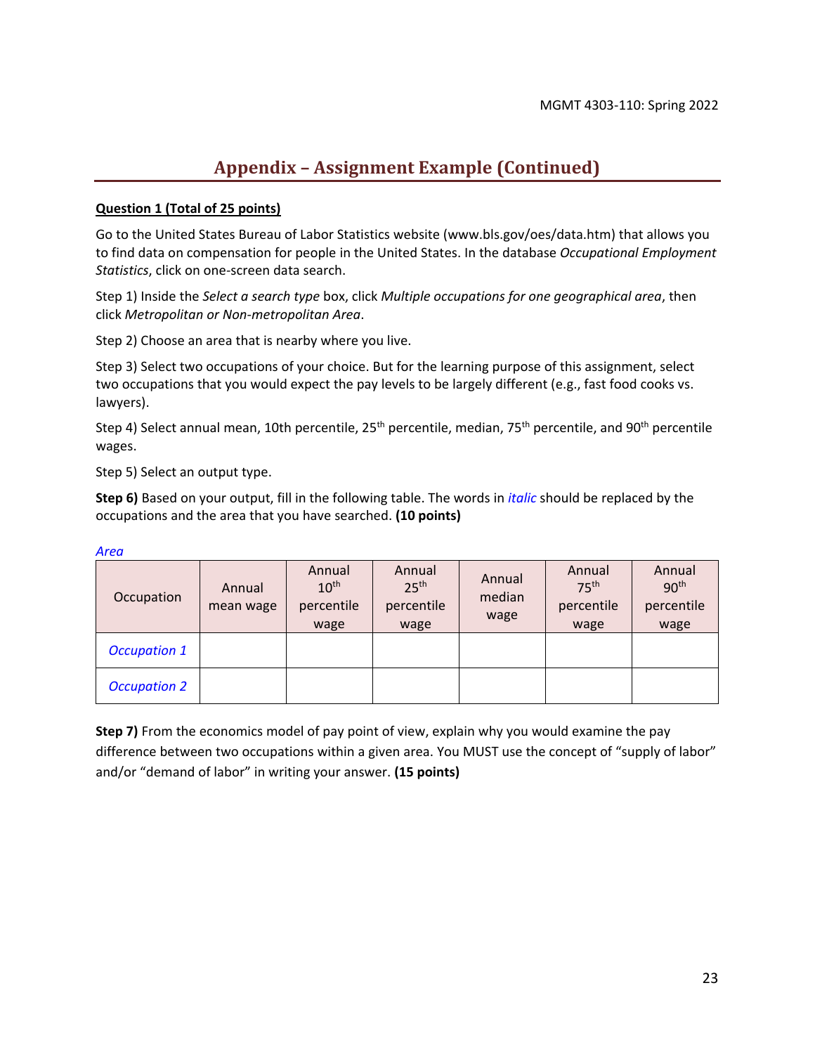## Appendix – Assignment Example (Continued)

**Question 1 (Total of 25 points)**

Go to the United States Bureau of Labor Statistics website (www.bls.gov/oes/data.htm) that allows you to find data on compensation for people in the United States. In the database *Occupational Employment Statistics*, click on one-screen data search.

Step 1) Inside the *Select a search type* box, click *Multiple occupations for one geographical area*, then click *Metropolitan or Non-metropolitan Area*.

Step 2) Choose an area that is nearby where you live.

Step 3) Select two occupations of your choice. But for the learning purpose of this assignment, select two occupations that you would expect the pay levels to be largely different (e.g., fast food cooks vs. lawyers).

Step 4) Select annual mean, 10th percentile, 25th percentile, median, 75th percentile, and 90th percentile wages.

Step 5) Select an output type.

**Step 6)** Based on your output, fill in the following table. The words in *italic* should be replaced by the occupations and the area that you have searched. **(10 points)**

*Area*

| Occupation | Annual mean wage | Annual 10th percentile wage | Annual 25th percentile wage | Annual median wage | Annual 75th percentile wage | Annual 90th percentile wage |
|---|---|---|---|---|---|---|
| *Occupation 1* | | | | | | |
| *Occupation 2* | | | | | | |

**Step 7)** From the economics model of pay point of view, explain why you would examine the pay difference between two occupations within a given area. You MUST use the concept of "supply of labor" and/or "demand of labor" in writing your answer. **(15 points)**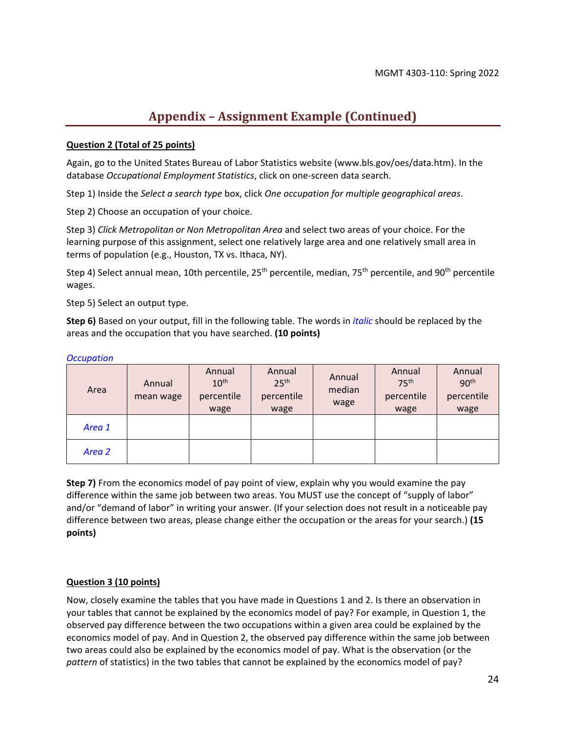## Appendix – Assignment Example (Continued)

**Question 2 (Total of 25 points)**

Again, go to the United States Bureau of Labor Statistics website (www.bls.gov/oes/data.htm). In the database *Occupational Employment Statistics*, click on one-screen data search.

Step 1) Inside the *Select a search type* box, click *One occupation for multiple geographical areas*.

Step 2) Choose an occupation of your choice.

Step 3) *Click Metropolitan or Non Metropolitan Area* and select two areas of your choice. For the learning purpose of this assignment, select one relatively large area and one relatively small area in terms of population (e.g., Houston, TX vs. Ithaca, NY).

Step 4) Select annual mean, 10th percentile, 25th percentile, median, 75th percentile, and 90th percentile wages.

Step 5) Select an output type.

**Step 6)** Based on your output, fill in the following table. The words in *italic* should be replaced by the areas and the occupation that you have searched. **(10 points)**

*Occupation*

| Area | Annual mean wage | Annual 10th percentile wage | Annual 25th percentile wage | Annual median wage | Annual 75th percentile wage | Annual 90th percentile wage |
|---|---|---|---|---|---|---|
| *Area 1* | | | | | | |
| *Area 2* | | | | | | |

**Step 7)** From the economics model of pay point of view, explain why you would examine the pay difference within the same job between two areas. You MUST use the concept of "supply of labor" and/or "demand of labor" in writing your answer. (If your selection does not result in a noticeable pay difference between two areas, please change either the occupation or the areas for your search.) **(15 points)**

**Question 3 (10 points)**

Now, closely examine the tables that you have made in Questions 1 and 2. Is there an observation in your tables that cannot be explained by the economics model of pay? For example, in Question 1, the observed pay difference between the two occupations within a given area could be explained by the economics model of pay. And in Question 2, the observed pay difference within the same job between two areas could also be explained by the economics model of pay. What is the observation (or the *pattern* of statistics) in the two tables that cannot be explained by the economics model of pay?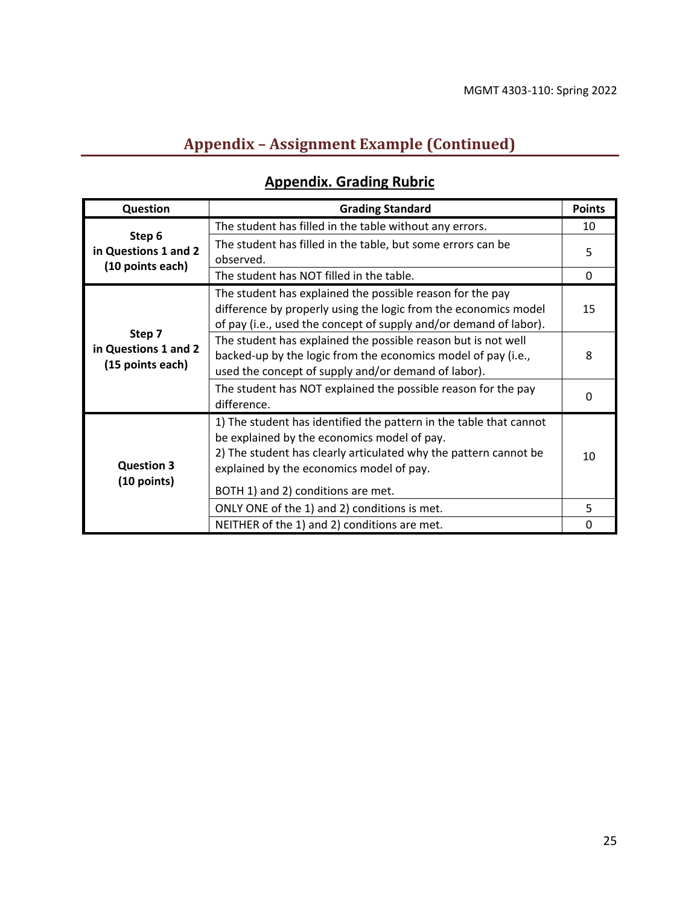# Appendix – Assignment Example (Continued)

## Appendix. Grading Rubric

| Question | Grading Standard | Points |
|---|---|---|
| **Step 6 in Questions 1 and 2 (10 points each)** | The student has filled in the table without any errors. | 10 |
| | The student has filled in the table, but some errors can be observed. | 5 |
| | The student has NOT filled in the table. | 0 |
| **Step 7 in Questions 1 and 2 (15 points each)** | The student has explained the possible reason for the pay difference by properly using the logic from the economics model of pay (i.e., used the concept of supply and/or demand of labor). | 15 |
| | The student has explained the possible reason but is not well backed-up by the logic from the economics model of pay (i.e., used the concept of supply and/or demand of labor). | 8 |
| | The student has NOT explained the possible reason for the pay difference. | 0 |
| **Question 3 (10 points)** | 1) The student has identified the pattern in the table that cannot be explained by the economics model of pay.<br>2) The student has clearly articulated why the pattern cannot be explained by the economics model of pay.<br>BOTH 1) and 2) conditions are met. | 10 |
| | ONLY ONE of the 1) and 2) conditions is met. | 5 |
| | NEITHER of the 1) and 2) conditions are met. | 0 |